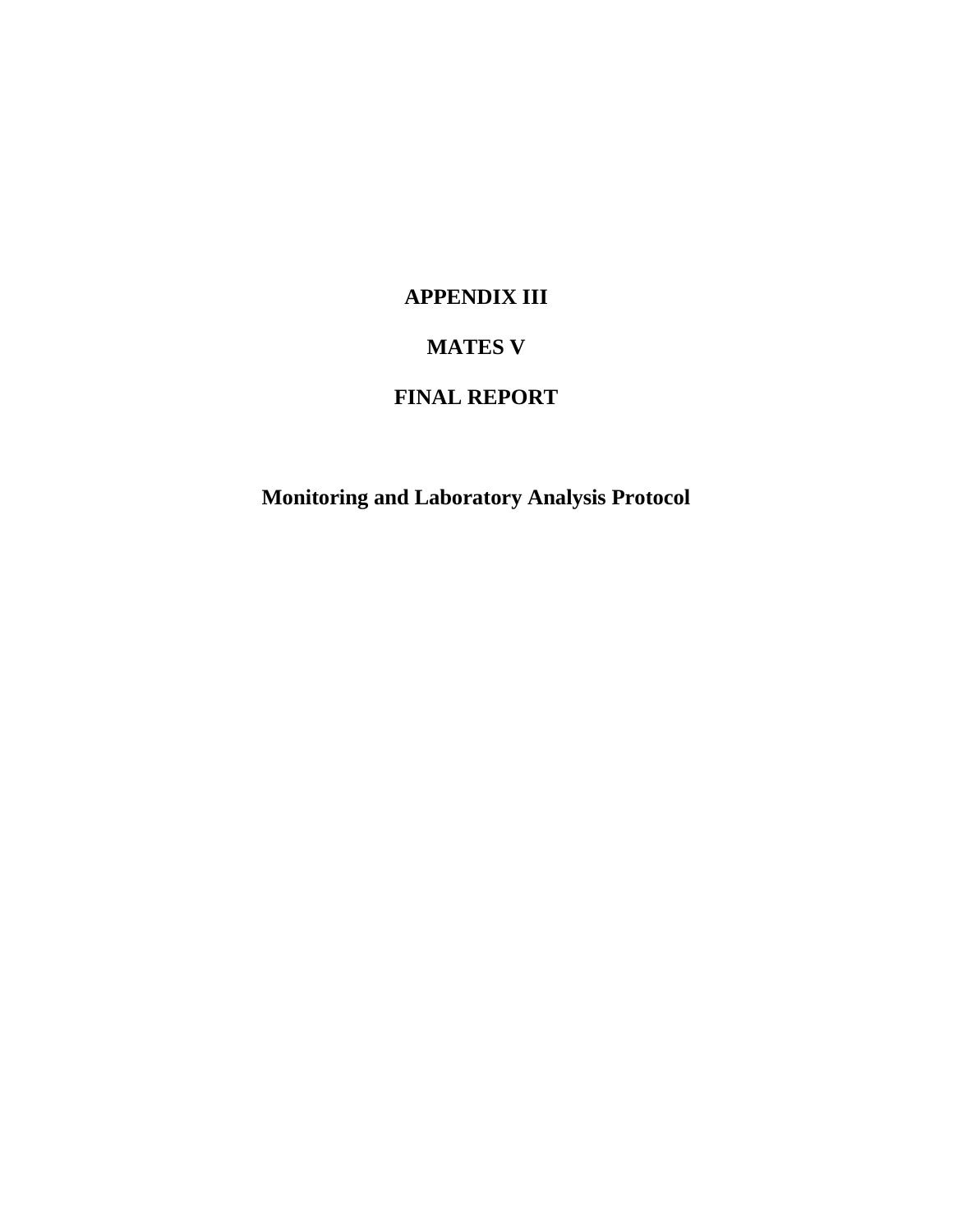# APPENDIX III

# MATES V

# FINAL REPORT

## Monitoring and Laboratory Analysis Protocol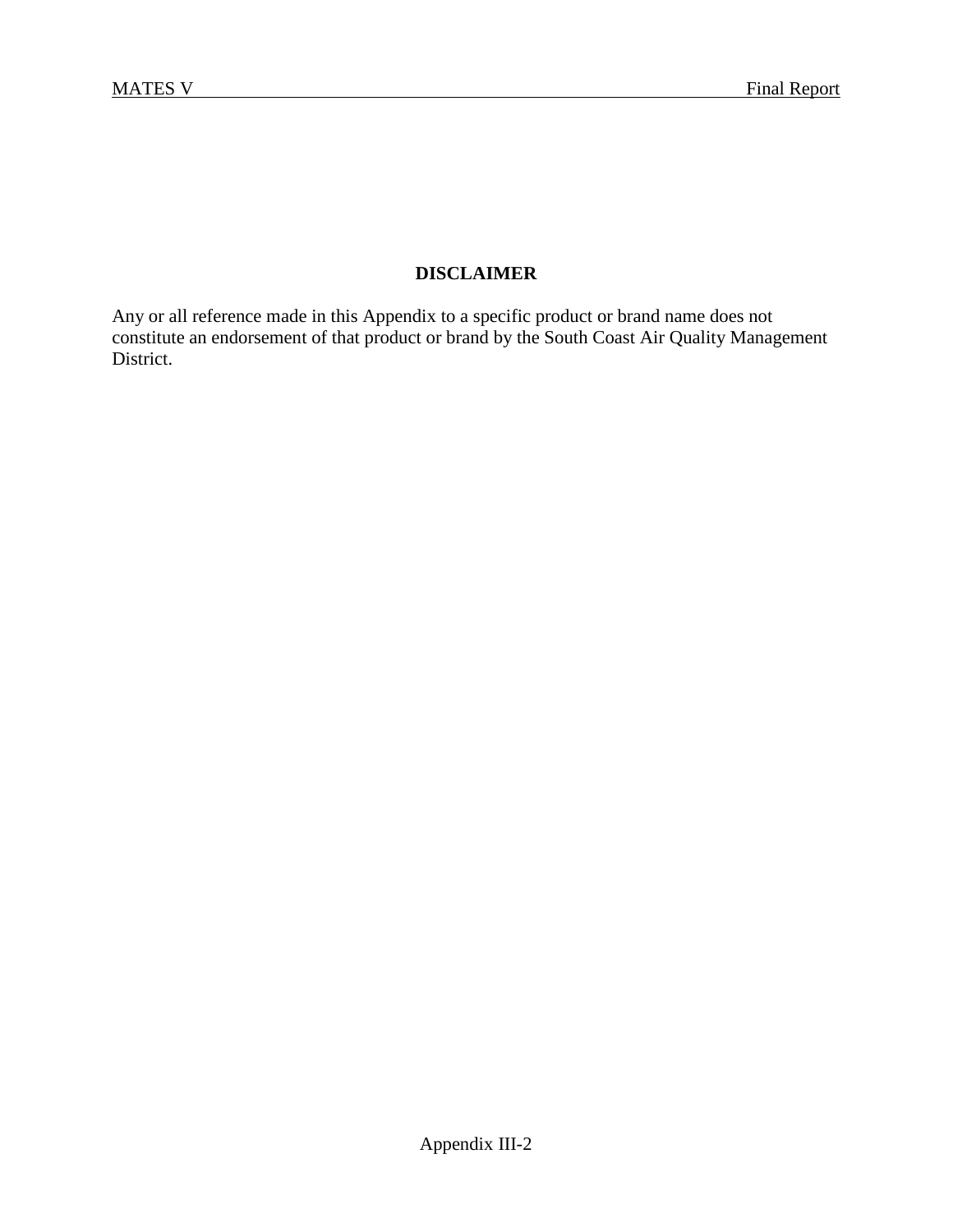## DISCLAIMER

Any or all reference made in this Appendix to a specific product or brand name does not constitute an endorsement of that product or brand by the South Coast Air Quality Management District.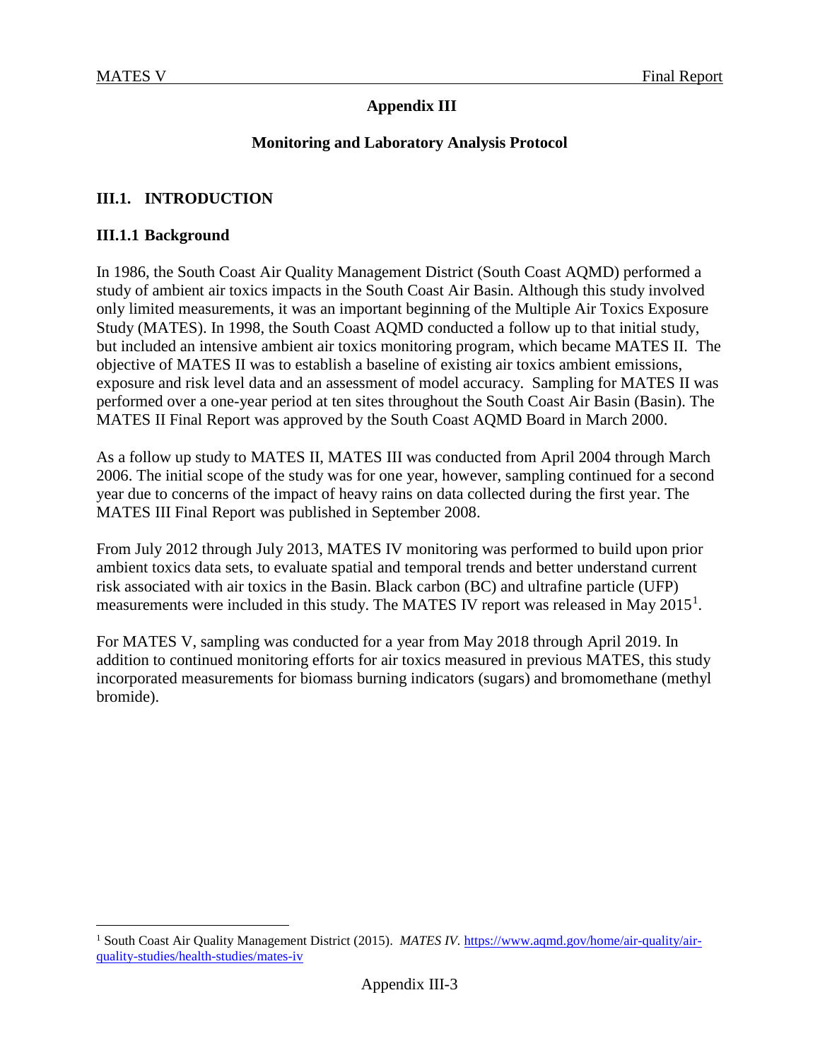# Appendix III

## Monitoring and Laboratory Analysis Protocol

### III.1. INTRODUCTION

### III.1.1 Background

In 1986, the South Coast Air Quality Management District (South Coast AQMD) performed a study of ambient air toxics impacts in the South Coast Air Basin. Although this study involved only limited measurements, it was an important beginning of the Multiple Air Toxics Exposure Study (MATES). In 1998, the South Coast AQMD conducted a follow up to that initial study, but included an intensive ambient air toxics monitoring program, which became MATES II. The objective of MATES II was to establish a baseline of existing air toxics ambient emissions, exposure and risk level data and an assessment of model accuracy. Sampling for MATES II was performed over a one-year period at ten sites throughout the South Coast Air Basin (Basin). The MATES II Final Report was approved by the South Coast AQMD Board in March 2000.

As a follow up study to MATES II, MATES III was conducted from April 2004 through March 2006. The initial scope of the study was for one year, however, sampling continued for a second year due to concerns of the impact of heavy rains on data collected during the first year. The MATES III Final Report was published in September 2008.

From July 2012 through July 2013, MATES IV monitoring was performed to build upon prior ambient toxics data sets, to evaluate spatial and temporal trends and better understand current risk associated with air toxics in the Basin. Black carbon (BC) and ultrafine particle (UFP) measurements were included in this study. The MATES IV report was released in May 2015[1].

For MATES V, sampling was conducted for a year from May 2018 through April 2019. In addition to continued monitoring efforts for air toxics measured in previous MATES, this study incorporated measurements for biomass burning indicators (sugars) and bromomethane (methyl bromide).

---

[1] South Coast Air Quality Management District (2015). *MATES IV.* https://www.aqmd.gov/home/air-quality/air-quality-studies/health-studies/mates-iv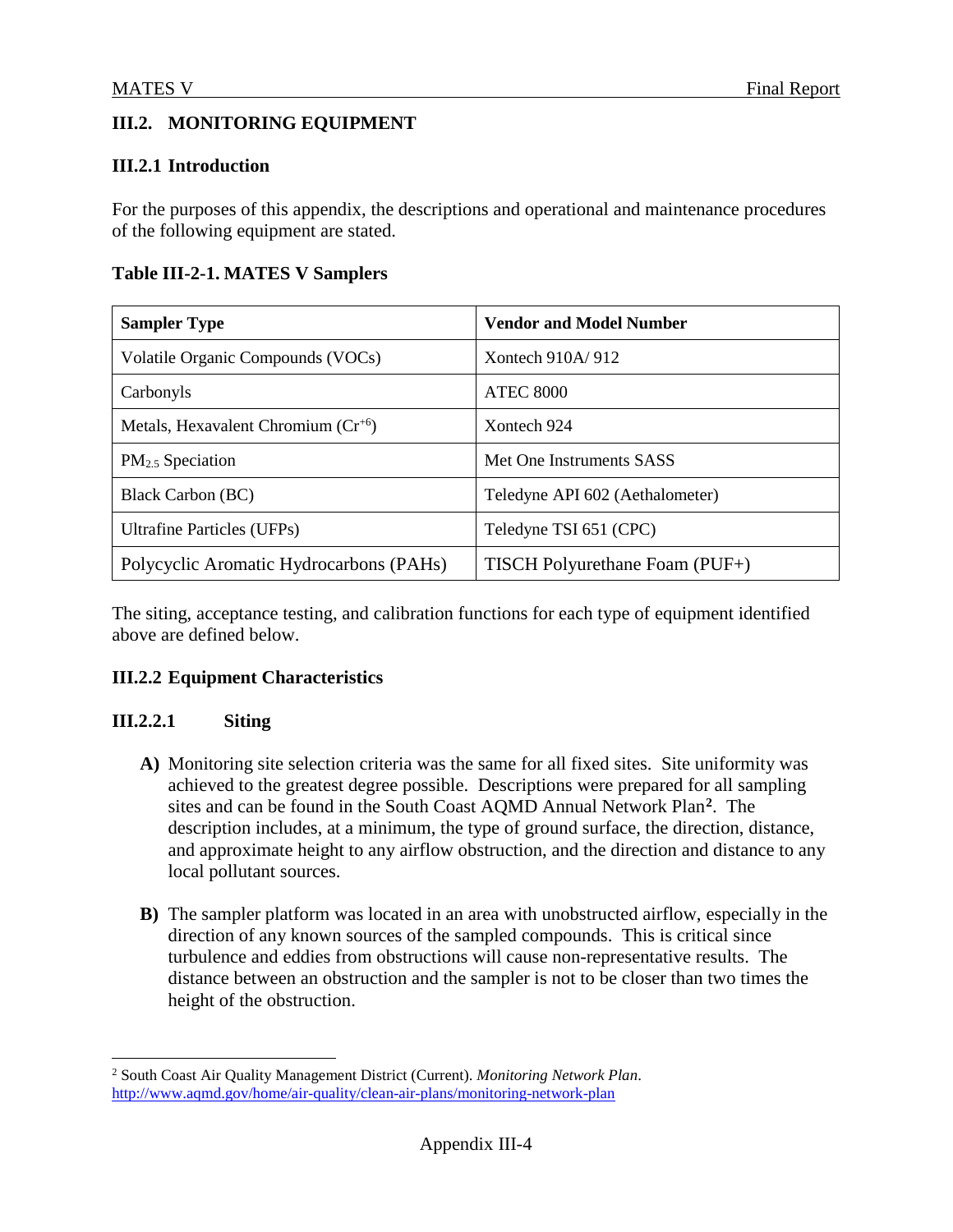## III.2. MONITORING EQUIPMENT

### III.2.1 Introduction

For the purposes of this appendix, the descriptions and operational and maintenance procedures of the following equipment are stated.

**Table III-2-1. MATES V Samplers**

| Sampler Type | Vendor and Model Number |
|---|---|
| Volatile Organic Compounds (VOCs) | Xontech 910A/ 912 |
| Carbonyls | ATEC 8000 |
| Metals, Hexavalent Chromium ($Cr^{+6}$) | Xontech 924 |
| $PM_{2.5}$ Speciation | Met One Instruments SASS |
| Black Carbon (BC) | Teledyne API 602 (Aethalometer) |
| Ultrafine Particles (UFPs) | Teledyne TSI 651 (CPC) |
| Polycyclic Aromatic Hydrocarbons (PAHs) | TISCH Polyurethane Foam (PUF+) |

The siting, acceptance testing, and calibration functions for each type of equipment identified above are defined below.

### III.2.2 Equipment Characteristics

#### III.2.2.1 Siting

**A)** Monitoring site selection criteria was the same for all fixed sites. Site uniformity was achieved to the greatest degree possible. Descriptions were prepared for all sampling sites and can be found in the South Coast AQMD Annual Network Plan[2]. The description includes, at a minimum, the type of ground surface, the direction, distance, and approximate height to any airflow obstruction, and the direction and distance to any local pollutant sources.

**B)** The sampler platform was located in an area with unobstructed airflow, especially in the direction of any known sources of the sampled compounds. This is critical since turbulence and eddies from obstructions will cause non-representative results. The distance between an obstruction and the sampler is not to be closer than two times the height of the obstruction.

---

[2] South Coast Air Quality Management District (Current). *Monitoring Network Plan*. http://www.aqmd.gov/home/air-quality/clean-air-plans/monitoring-network-plan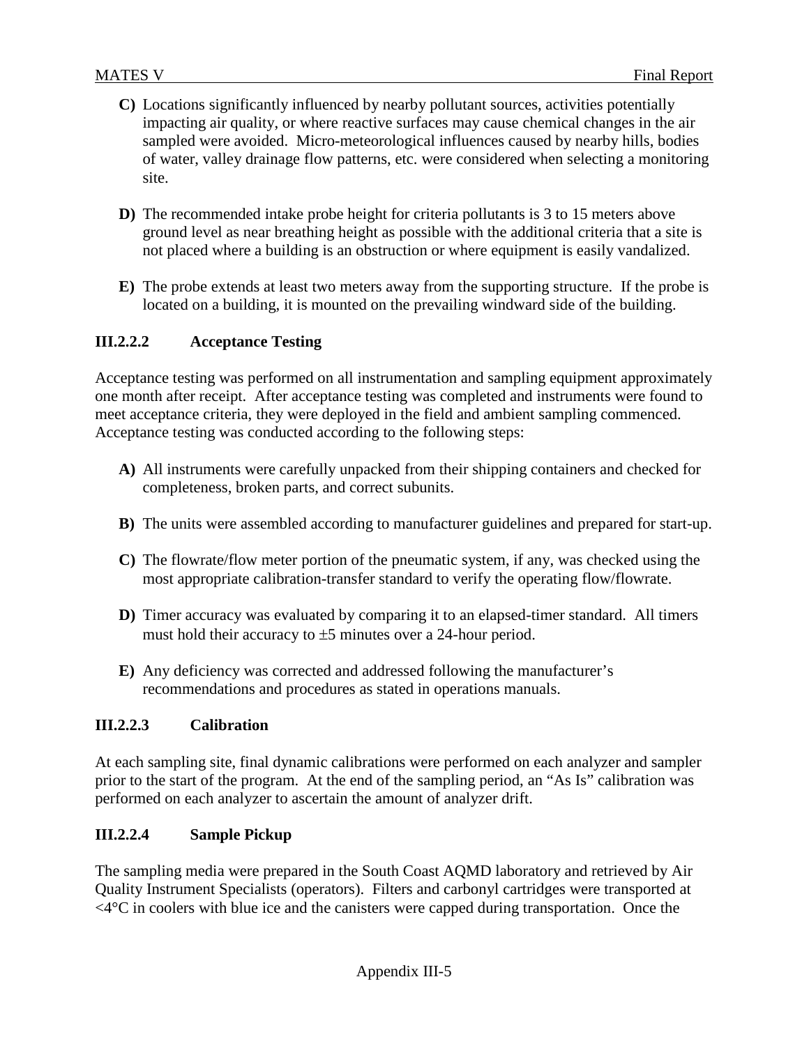**C)** Locations significantly influenced by nearby pollutant sources, activities potentially impacting air quality, or where reactive surfaces may cause chemical changes in the air sampled were avoided. Micro-meteorological influences caused by nearby hills, bodies of water, valley drainage flow patterns, etc. were considered when selecting a monitoring site.

**D)** The recommended intake probe height for criteria pollutants is 3 to 15 meters above ground level as near breathing height as possible with the additional criteria that a site is not placed where a building is an obstruction or where equipment is easily vandalized.

**E)** The probe extends at least two meters away from the supporting structure. If the probe is located on a building, it is mounted on the prevailing windward side of the building.

#### III.2.2.2 Acceptance Testing

Acceptance testing was performed on all instrumentation and sampling equipment approximately one month after receipt. After acceptance testing was completed and instruments were found to meet acceptance criteria, they were deployed in the field and ambient sampling commenced. Acceptance testing was conducted according to the following steps:

**A)** All instruments were carefully unpacked from their shipping containers and checked for completeness, broken parts, and correct subunits.

**B)** The units were assembled according to manufacturer guidelines and prepared for start-up.

**C)** The flowrate/flow meter portion of the pneumatic system, if any, was checked using the most appropriate calibration-transfer standard to verify the operating flow/flowrate.

**D)** Timer accuracy was evaluated by comparing it to an elapsed-timer standard. All timers must hold their accuracy to $\pm 5$ minutes over a 24-hour period.

**E)** Any deficiency was corrected and addressed following the manufacturer's recommendations and procedures as stated in operations manuals.

#### III.2.2.3 Calibration

At each sampling site, final dynamic calibrations were performed on each analyzer and sampler prior to the start of the program. At the end of the sampling period, an "As Is" calibration was performed on each analyzer to ascertain the amount of analyzer drift.

#### III.2.2.4 Sample Pickup

The sampling media were prepared in the South Coast AQMD laboratory and retrieved by Air Quality Instrument Specialists (operators). Filters and carbonyl cartridges were transported at $<4°C$ in coolers with blue ice and the canisters were capped during transportation. Once the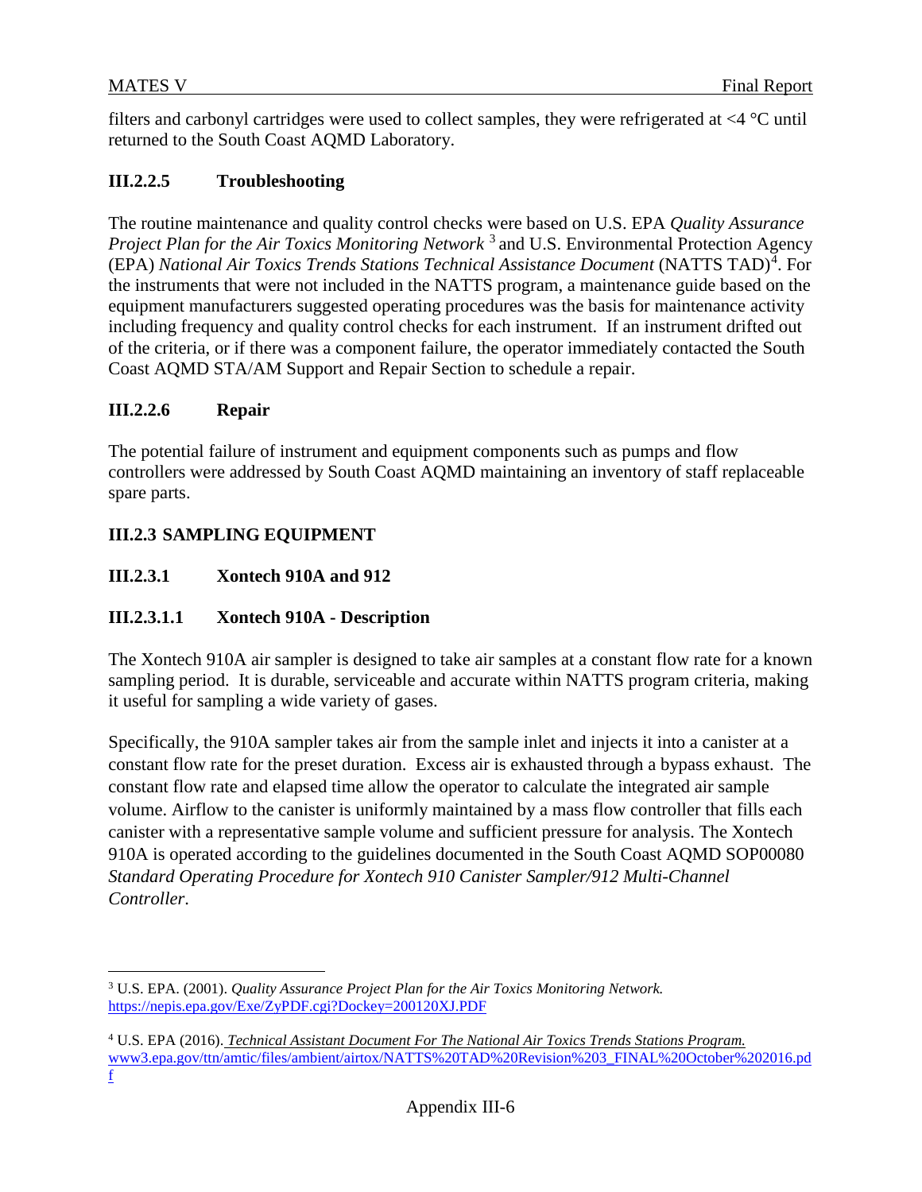filters and carbonyl cartridges were used to collect samples, they were refrigerated at <4 °C until returned to the South Coast AQMD Laboratory.

### III.2.2.5 Troubleshooting

The routine maintenance and quality control checks were based on U.S. EPA *Quality Assurance Project Plan for the Air Toxics Monitoring Network* [3] and U.S. Environmental Protection Agency (EPA) *National Air Toxics Trends Stations Technical Assistance Document* (NATTS TAD)[4]. For the instruments that were not included in the NATTS program, a maintenance guide based on the equipment manufacturers suggested operating procedures was the basis for maintenance activity including frequency and quality control checks for each instrument. If an instrument drifted out of the criteria, or if there was a component failure, the operator immediately contacted the South Coast AQMD STA/AM Support and Repair Section to schedule a repair.

### III.2.2.6 Repair

The potential failure of instrument and equipment components such as pumps and flow controllers were addressed by South Coast AQMD maintaining an inventory of staff replaceable spare parts.

## III.2.3 SAMPLING EQUIPMENT

### III.2.3.1 Xontech 910A and 912

#### III.2.3.1.1 Xontech 910A - Description

The Xontech 910A air sampler is designed to take air samples at a constant flow rate for a known sampling period. It is durable, serviceable and accurate within NATTS program criteria, making it useful for sampling a wide variety of gases.

Specifically, the 910A sampler takes air from the sample inlet and injects it into a canister at a constant flow rate for the preset duration. Excess air is exhausted through a bypass exhaust. The constant flow rate and elapsed time allow the operator to calculate the integrated air sample volume. Airflow to the canister is uniformly maintained by a mass flow controller that fills each canister with a representative sample volume and sufficient pressure for analysis. The Xontech 910A is operated according to the guidelines documented in the South Coast AQMD SOP00080 *Standard Operating Procedure for Xontech 910 Canister Sampler/912 Multi-Channel Controller*.

---

[3] U.S. EPA. (2001). *Quality Assurance Project Plan for the Air Toxics Monitoring Network.* https://nepis.epa.gov/Exe/ZyPDF.cgi?Dockey=200120XJ.PDF

[4] U.S. EPA (2016). *Technical Assistant Document For The National Air Toxics Trends Stations Program.* www3.epa.gov/ttn/amtic/files/ambient/airtox/NATTS%20TAD%20Revision%203_FINAL%20October%202016.pdf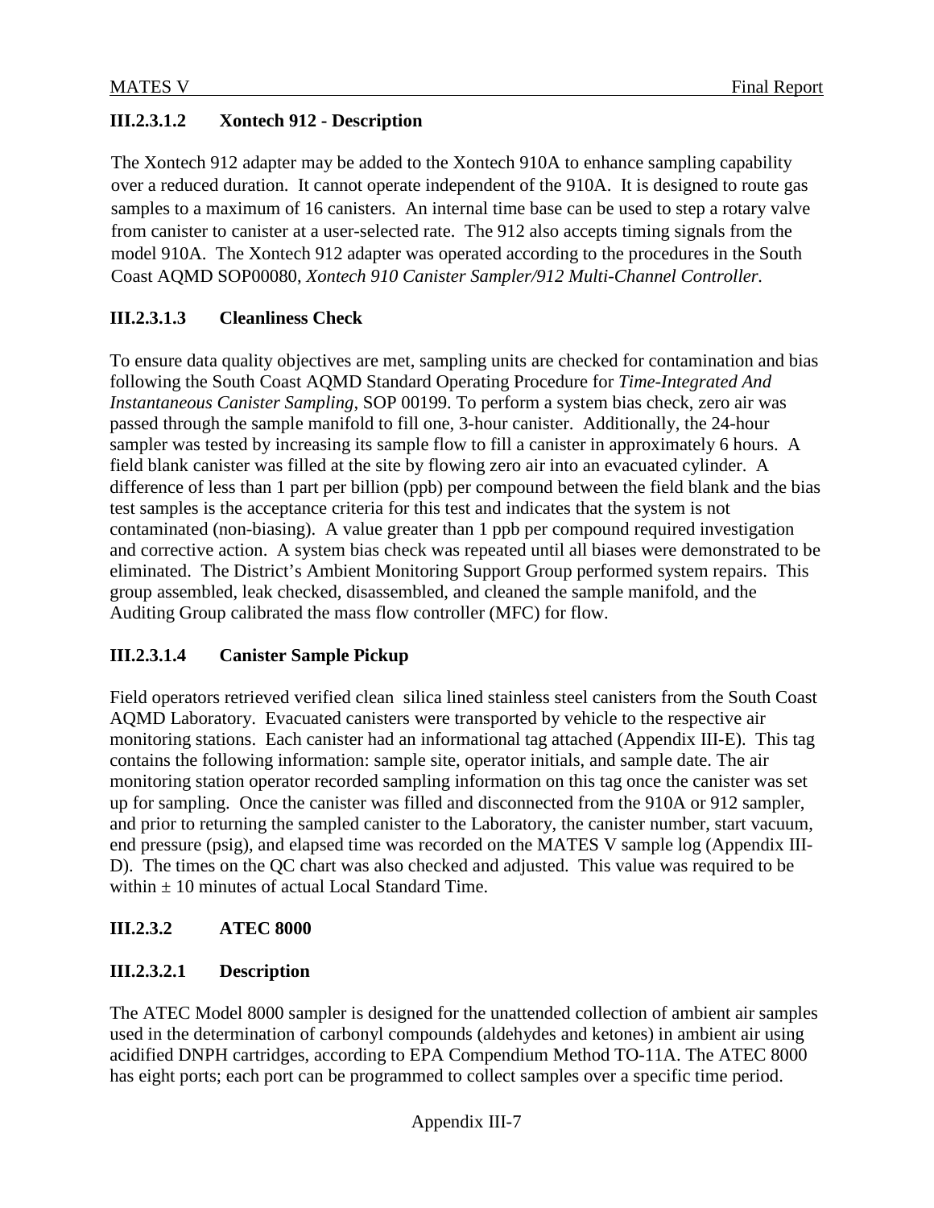#### III.2.3.1.2 Xontech 912 - Description

The Xontech 912 adapter may be added to the Xontech 910A to enhance sampling capability over a reduced duration. It cannot operate independent of the 910A. It is designed to route gas samples to a maximum of 16 canisters. An internal time base can be used to step a rotary valve from canister to canister at a user-selected rate. The 912 also accepts timing signals from the model 910A. The Xontech 912 adapter was operated according to the procedures in the South Coast AQMD SOP00080, *Xontech 910 Canister Sampler/912 Multi-Channel Controller.*

#### III.2.3.1.3 Cleanliness Check

To ensure data quality objectives are met, sampling units are checked for contamination and bias following the South Coast AQMD Standard Operating Procedure for *Time-Integrated And Instantaneous Canister Sampling*, SOP 00199. To perform a system bias check, zero air was passed through the sample manifold to fill one, 3-hour canister. Additionally, the 24-hour sampler was tested by increasing its sample flow to fill a canister in approximately 6 hours. A field blank canister was filled at the site by flowing zero air into an evacuated cylinder. A difference of less than 1 part per billion (ppb) per compound between the field blank and the bias test samples is the acceptance criteria for this test and indicates that the system is not contaminated (non-biasing). A value greater than 1 ppb per compound required investigation and corrective action. A system bias check was repeated until all biases were demonstrated to be eliminated. The District's Ambient Monitoring Support Group performed system repairs. This group assembled, leak checked, disassembled, and cleaned the sample manifold, and the Auditing Group calibrated the mass flow controller (MFC) for flow.

#### III.2.3.1.4 Canister Sample Pickup

Field operators retrieved verified clean silica lined stainless steel canisters from the South Coast AQMD Laboratory. Evacuated canisters were transported by vehicle to the respective air monitoring stations. Each canister had an informational tag attached (Appendix III-E). This tag contains the following information: sample site, operator initials, and sample date. The air monitoring station operator recorded sampling information on this tag once the canister was set up for sampling. Once the canister was filled and disconnected from the 910A or 912 sampler, and prior to returning the sampled canister to the Laboratory, the canister number, start vacuum, end pressure (psig), and elapsed time was recorded on the MATES V sample log (Appendix III-D). The times on the QC chart was also checked and adjusted. This value was required to be within ± 10 minutes of actual Local Standard Time.

### III.2.3.2 ATEC 8000

#### III.2.3.2.1 Description

The ATEC Model 8000 sampler is designed for the unattended collection of ambient air samples used in the determination of carbonyl compounds (aldehydes and ketones) in ambient air using acidified DNPH cartridges, according to EPA Compendium Method TO-11A. The ATEC 8000 has eight ports; each port can be programmed to collect samples over a specific time period.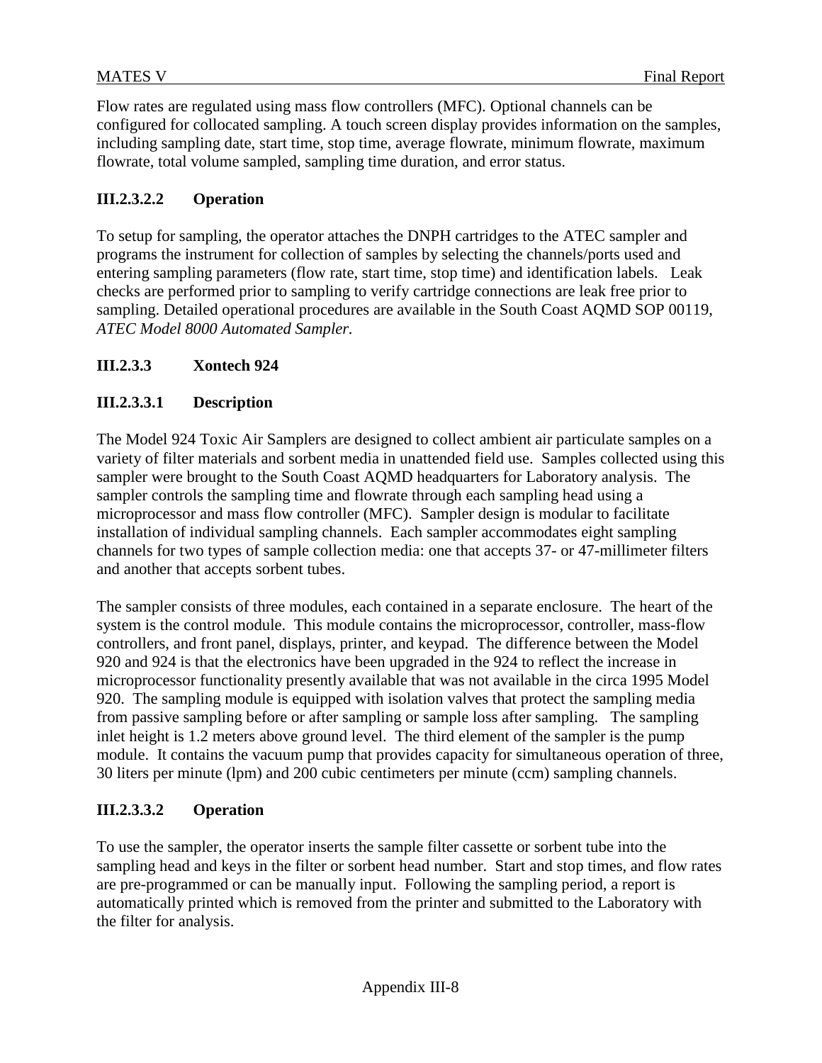Flow rates are regulated using mass flow controllers (MFC). Optional channels can be configured for collocated sampling. A touch screen display provides information on the samples, including sampling date, start time, stop time, average flowrate, minimum flowrate, maximum flowrate, total volume sampled, sampling time duration, and error status.

#### III.2.3.2.2 Operation

To setup for sampling, the operator attaches the DNPH cartridges to the ATEC sampler and programs the instrument for collection of samples by selecting the channels/ports used and entering sampling parameters (flow rate, start time, stop time) and identification labels. Leak checks are performed prior to sampling to verify cartridge connections are leak free prior to sampling. Detailed operational procedures are available in the South Coast AQMD SOP 00119, *ATEC Model 8000 Automated Sampler.*

### III.2.3.3 Xontech 924

#### III.2.3.3.1 Description

The Model 924 Toxic Air Samplers are designed to collect ambient air particulate samples on a variety of filter materials and sorbent media in unattended field use. Samples collected using this sampler were brought to the South Coast AQMD headquarters for Laboratory analysis. The sampler controls the sampling time and flowrate through each sampling head using a microprocessor and mass flow controller (MFC). Sampler design is modular to facilitate installation of individual sampling channels. Each sampler accommodates eight sampling channels for two types of sample collection media: one that accepts 37- or 47-millimeter filters and another that accepts sorbent tubes.

The sampler consists of three modules, each contained in a separate enclosure. The heart of the system is the control module. This module contains the microprocessor, controller, mass-flow controllers, and front panel, displays, printer, and keypad. The difference between the Model 920 and 924 is that the electronics have been upgraded in the 924 to reflect the increase in microprocessor functionality presently available that was not available in the circa 1995 Model 920. The sampling module is equipped with isolation valves that protect the sampling media from passive sampling before or after sampling or sample loss after sampling. The sampling inlet height is 1.2 meters above ground level. The third element of the sampler is the pump module. It contains the vacuum pump that provides capacity for simultaneous operation of three, 30 liters per minute (lpm) and 200 cubic centimeters per minute (ccm) sampling channels.

#### III.2.3.3.2 Operation

To use the sampler, the operator inserts the sample filter cassette or sorbent tube into the sampling head and keys in the filter or sorbent head number. Start and stop times, and flow rates are pre-programmed or can be manually input. Following the sampling period, a report is automatically printed which is removed from the printer and submitted to the Laboratory with the filter for analysis.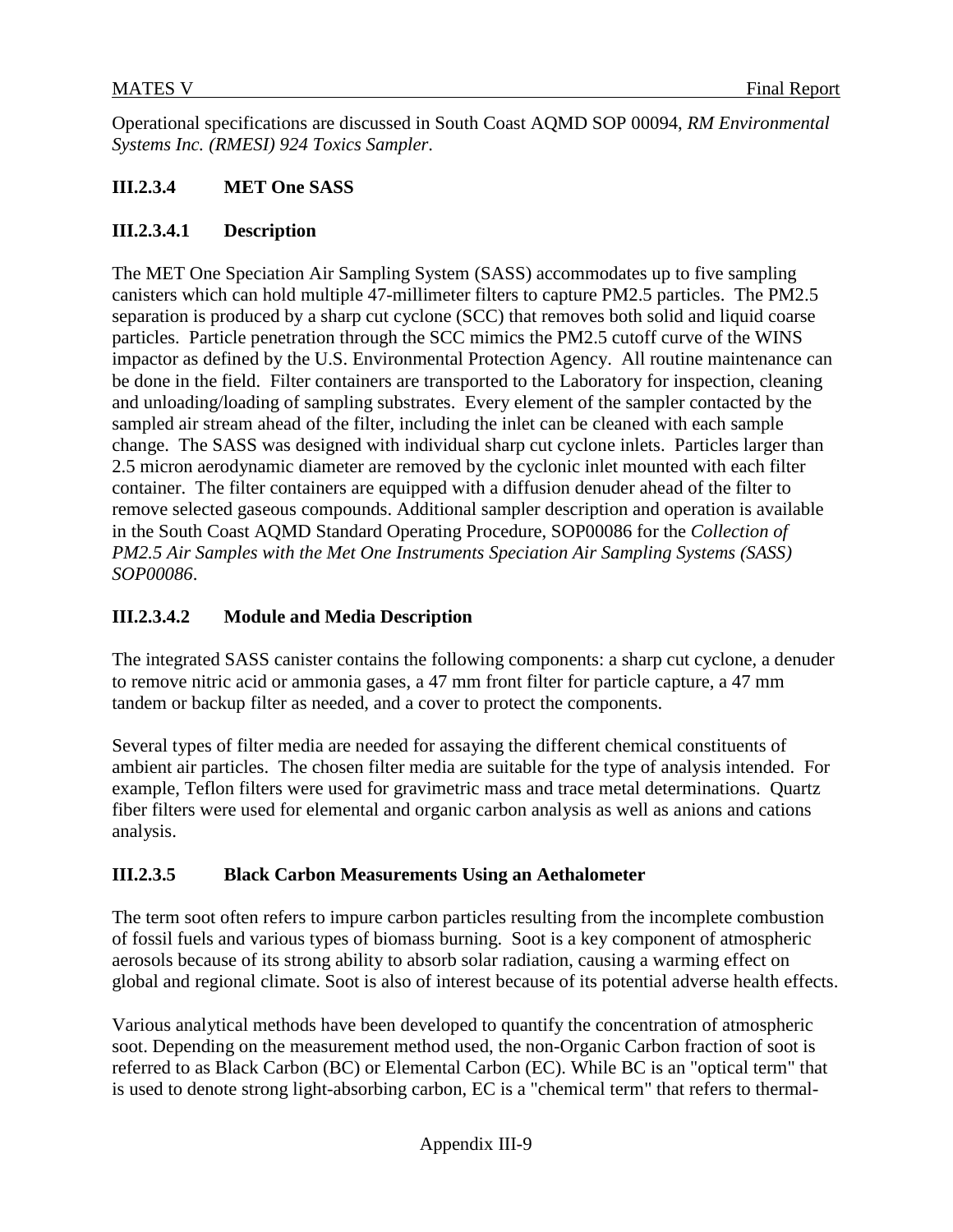Operational specifications are discussed in South Coast AQMD SOP 00094, *RM Environmental Systems Inc. (RMESI) 924 Toxics Sampler*.

### III.2.3.4 MET One SASS

#### III.2.3.4.1 Description

The MET One Speciation Air Sampling System (SASS) accommodates up to five sampling canisters which can hold multiple 47-millimeter filters to capture PM2.5 particles. The PM2.5 separation is produced by a sharp cut cyclone (SCC) that removes both solid and liquid coarse particles. Particle penetration through the SCC mimics the PM2.5 cutoff curve of the WINS impactor as defined by the U.S. Environmental Protection Agency. All routine maintenance can be done in the field. Filter containers are transported to the Laboratory for inspection, cleaning and unloading/loading of sampling substrates. Every element of the sampler contacted by the sampled air stream ahead of the filter, including the inlet can be cleaned with each sample change. The SASS was designed with individual sharp cut cyclone inlets. Particles larger than 2.5 micron aerodynamic diameter are removed by the cyclonic inlet mounted with each filter container. The filter containers are equipped with a diffusion denuder ahead of the filter to remove selected gaseous compounds. Additional sampler description and operation is available in the South Coast AQMD Standard Operating Procedure, SOP00086 for the *Collection of PM2.5 Air Samples with the Met One Instruments Speciation Air Sampling Systems (SASS) SOP00086*.

#### III.2.3.4.2 Module and Media Description

The integrated SASS canister contains the following components: a sharp cut cyclone, a denuder to remove nitric acid or ammonia gases, a 47 mm front filter for particle capture, a 47 mm tandem or backup filter as needed, and a cover to protect the components.

Several types of filter media are needed for assaying the different chemical constituents of ambient air particles. The chosen filter media are suitable for the type of analysis intended. For example, Teflon filters were used for gravimetric mass and trace metal determinations. Quartz fiber filters were used for elemental and organic carbon analysis as well as anions and cations analysis.

### III.2.3.5 Black Carbon Measurements Using an Aethalometer

The term soot often refers to impure carbon particles resulting from the incomplete combustion of fossil fuels and various types of biomass burning. Soot is a key component of atmospheric aerosols because of its strong ability to absorb solar radiation, causing a warming effect on global and regional climate. Soot is also of interest because of its potential adverse health effects.

Various analytical methods have been developed to quantify the concentration of atmospheric soot. Depending on the measurement method used, the non-Organic Carbon fraction of soot is referred to as Black Carbon (BC) or Elemental Carbon (EC). While BC is an "optical term" that is used to denote strong light-absorbing carbon, EC is a "chemical term" that refers to thermal-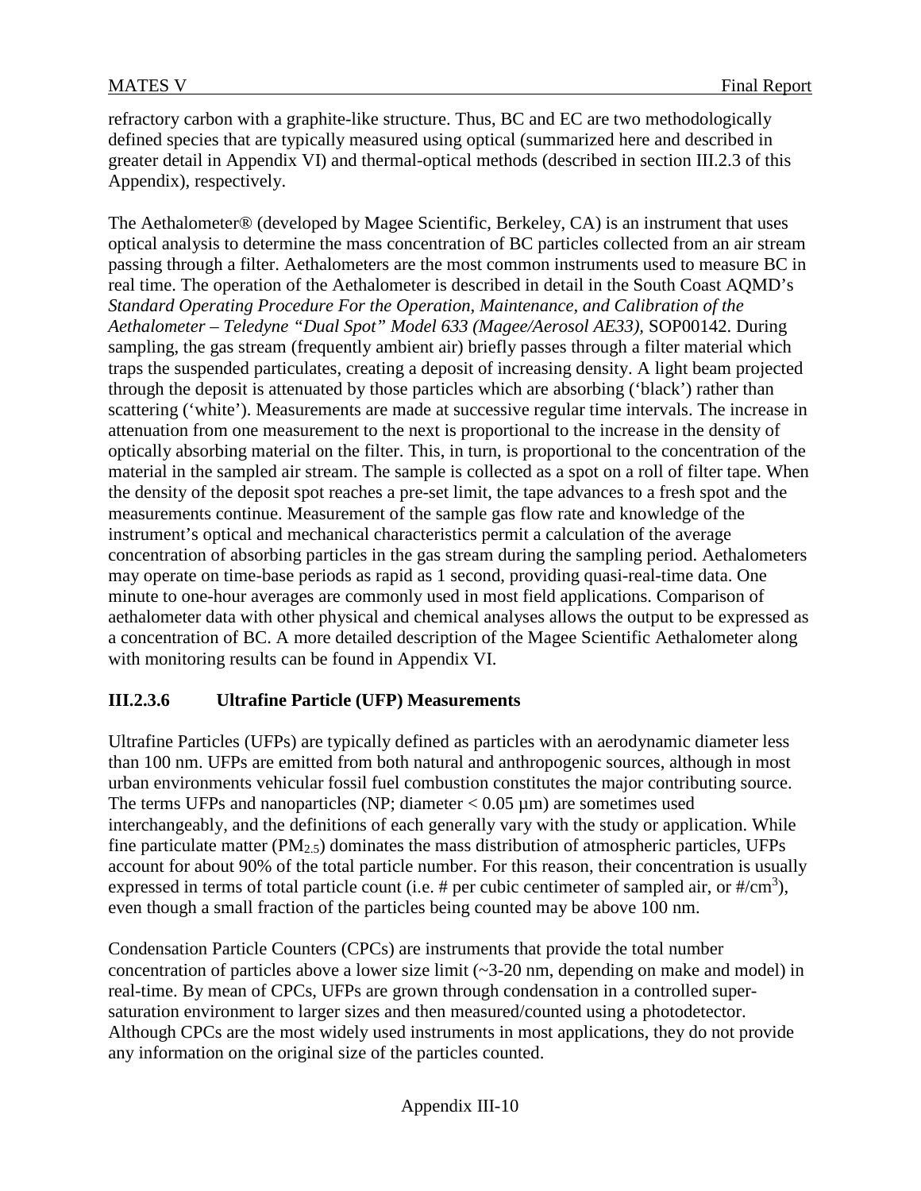refractory carbon with a graphite-like structure. Thus, BC and EC are two methodologically defined species that are typically measured using optical (summarized here and described in greater detail in Appendix VI) and thermal-optical methods (described in section III.2.3 of this Appendix), respectively.

The Aethalometer® (developed by Magee Scientific, Berkeley, CA) is an instrument that uses optical analysis to determine the mass concentration of BC particles collected from an air stream passing through a filter. Aethalometers are the most common instruments used to measure BC in real time. The operation of the Aethalometer is described in detail in the South Coast AQMD's *Standard Operating Procedure For the Operation, Maintenance, and Calibration of the Aethalometer – Teledyne "Dual Spot" Model 633 (Magee/Aerosol AE33)*, SOP00142. During sampling, the gas stream (frequently ambient air) briefly passes through a filter material which traps the suspended particulates, creating a deposit of increasing density. A light beam projected through the deposit is attenuated by those particles which are absorbing ('black') rather than scattering ('white'). Measurements are made at successive regular time intervals. The increase in attenuation from one measurement to the next is proportional to the increase in the density of optically absorbing material on the filter. This, in turn, is proportional to the concentration of the material in the sampled air stream. The sample is collected as a spot on a roll of filter tape. When the density of the deposit spot reaches a pre-set limit, the tape advances to a fresh spot and the measurements continue. Measurement of the sample gas flow rate and knowledge of the instrument's optical and mechanical characteristics permit a calculation of the average concentration of absorbing particles in the gas stream during the sampling period. Aethalometers may operate on time-base periods as rapid as 1 second, providing quasi-real-time data. One minute to one-hour averages are commonly used in most field applications. Comparison of aethalometer data with other physical and chemical analyses allows the output to be expressed as a concentration of BC. A more detailed description of the Magee Scientific Aethalometer along with monitoring results can be found in Appendix VI.

### III.2.3.6 Ultrafine Particle (UFP) Measurements

Ultrafine Particles (UFPs) are typically defined as particles with an aerodynamic diameter less than 100 nm. UFPs are emitted from both natural and anthropogenic sources, although in most urban environments vehicular fossil fuel combustion constitutes the major contributing source. The terms UFPs and nanoparticles (NP; diameter < 0.05 µm) are sometimes used interchangeably, and the definitions of each generally vary with the study or application. While fine particulate matter ($PM_{2.5}$) dominates the mass distribution of atmospheric particles, UFPs account for about 90% of the total particle number. For this reason, their concentration is usually expressed in terms of total particle count (i.e. # per cubic centimeter of sampled air, or $\#/cm^3$), even though a small fraction of the particles being counted may be above 100 nm.

Condensation Particle Counters (CPCs) are instruments that provide the total number concentration of particles above a lower size limit (~3-20 nm, depending on make and model) in real-time. By mean of CPCs, UFPs are grown through condensation in a controlled super-saturation environment to larger sizes and then measured/counted using a photodetector. Although CPCs are the most widely used instruments in most applications, they do not provide any information on the original size of the particles counted.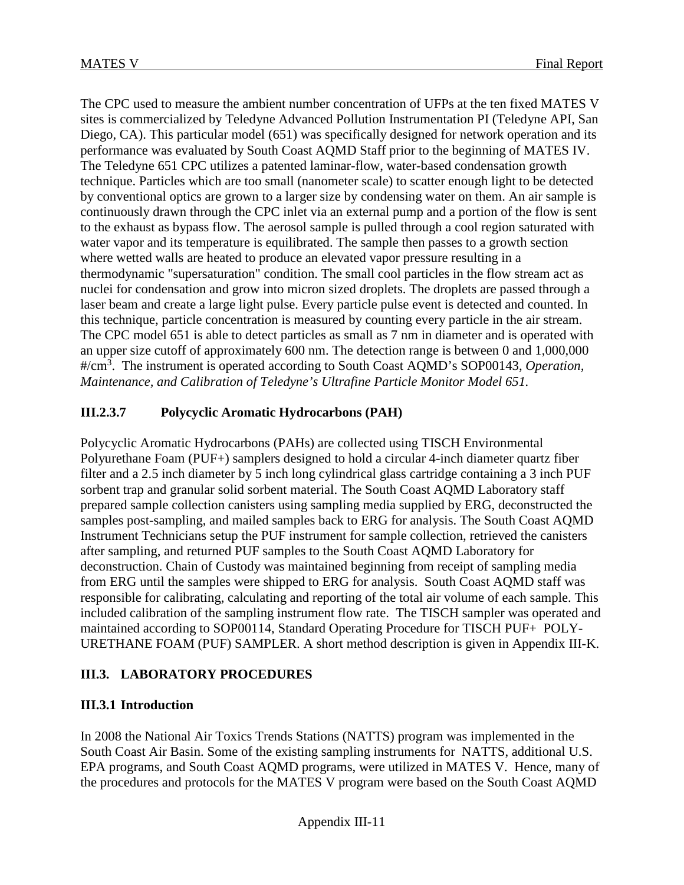The CPC used to measure the ambient number concentration of UFPs at the ten fixed MATES V sites is commercialized by Teledyne Advanced Pollution Instrumentation PI (Teledyne API, San Diego, CA). This particular model (651) was specifically designed for network operation and its performance was evaluated by South Coast AQMD Staff prior to the beginning of MATES IV. The Teledyne 651 CPC utilizes a patented laminar-flow, water-based condensation growth technique. Particles which are too small (nanometer scale) to scatter enough light to be detected by conventional optics are grown to a larger size by condensing water on them. An air sample is continuously drawn through the CPC inlet via an external pump and a portion of the flow is sent to the exhaust as bypass flow. The aerosol sample is pulled through a cool region saturated with water vapor and its temperature is equilibrated. The sample then passes to a growth section where wetted walls are heated to produce an elevated vapor pressure resulting in a thermodynamic "supersaturation" condition. The small cool particles in the flow stream act as nuclei for condensation and grow into micron sized droplets. The droplets are passed through a laser beam and create a large light pulse. Every particle pulse event is detected and counted. In this technique, particle concentration is measured by counting every particle in the air stream. The CPC model 651 is able to detect particles as small as 7 nm in diameter and is operated with an upper size cutoff of approximately 600 nm. The detection range is between 0 and 1,000,000 #/$cm^3$. The instrument is operated according to South Coast AQMD's SOP00143, *Operation, Maintenance, and Calibration of Teledyne's Ultrafine Particle Monitor Model 651.*

### III.2.3.7 Polycyclic Aromatic Hydrocarbons (PAH)

Polycyclic Aromatic Hydrocarbons (PAHs) are collected using TISCH Environmental Polyurethane Foam (PUF+) samplers designed to hold a circular 4-inch diameter quartz fiber filter and a 2.5 inch diameter by 5 inch long cylindrical glass cartridge containing a 3 inch PUF sorbent trap and granular solid sorbent material. The South Coast AQMD Laboratory staff prepared sample collection canisters using sampling media supplied by ERG, deconstructed the samples post-sampling, and mailed samples back to ERG for analysis. The South Coast AQMD Instrument Technicians setup the PUF instrument for sample collection, retrieved the canisters after sampling, and returned PUF samples to the South Coast AQMD Laboratory for deconstruction. Chain of Custody was maintained beginning from receipt of sampling media from ERG until the samples were shipped to ERG for analysis. South Coast AQMD staff was responsible for calibrating, calculating and reporting of the total air volume of each sample. This included calibration of the sampling instrument flow rate. The TISCH sampler was operated and maintained according to SOP00114, Standard Operating Procedure for TISCH PUF+ POLY-URETHANE FOAM (PUF) SAMPLER. A short method description is given in Appendix III-K.

## III.3. LABORATORY PROCEDURES

### III.3.1 Introduction

In 2008 the National Air Toxics Trends Stations (NATTS) program was implemented in the South Coast Air Basin. Some of the existing sampling instruments for NATTS, additional U.S. EPA programs, and South Coast AQMD programs, were utilized in MATES V. Hence, many of the procedures and protocols for the MATES V program were based on the South Coast AQMD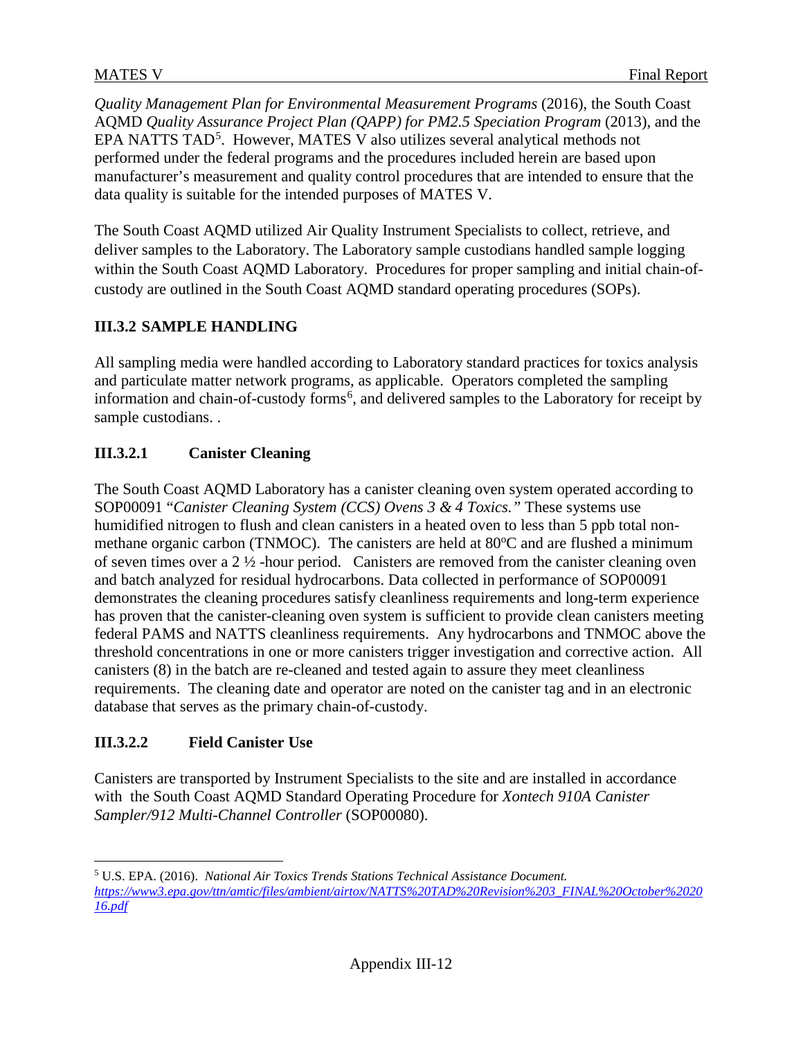*Quality Management Plan for Environmental Measurement Programs* (2016), the South Coast AQMD *Quality Assurance Project Plan (QAPP) for PM2.5 Speciation Program* (2013), and the EPA NATTS TAD[5]. However, MATES V also utilizes several analytical methods not performed under the federal programs and the procedures included herein are based upon manufacturer's measurement and quality control procedures that are intended to ensure that the data quality is suitable for the intended purposes of MATES V.

The South Coast AQMD utilized Air Quality Instrument Specialists to collect, retrieve, and deliver samples to the Laboratory. The Laboratory sample custodians handled sample logging within the South Coast AQMD Laboratory. Procedures for proper sampling and initial chain-of-custody are outlined in the South Coast AQMD standard operating procedures (SOPs).

## III.3.2 SAMPLE HANDLING

All sampling media were handled according to Laboratory standard practices for toxics analysis and particulate matter network programs, as applicable. Operators completed the sampling information and chain-of-custody forms[6], and delivered samples to the Laboratory for receipt by sample custodians. .

### III.3.2.1 Canister Cleaning

The South Coast AQMD Laboratory has a canister cleaning oven system operated according to SOP00091 "*Canister Cleaning System (CCS) Ovens 3 & 4 Toxics.*" These systems use humidified nitrogen to flush and clean canisters in a heated oven to less than 5 ppb total non-methane organic carbon (TNMOC). The canisters are held at 80ºC and are flushed a minimum of seven times over a 2 ½ -hour period. Canisters are removed from the canister cleaning oven and batch analyzed for residual hydrocarbons. Data collected in performance of SOP00091 demonstrates the cleaning procedures satisfy cleanliness requirements and long-term experience has proven that the canister-cleaning oven system is sufficient to provide clean canisters meeting federal PAMS and NATTS cleanliness requirements. Any hydrocarbons and TNMOC above the threshold concentrations in one or more canisters trigger investigation and corrective action. All canisters (8) in the batch are re-cleaned and tested again to assure they meet cleanliness requirements. The cleaning date and operator are noted on the canister tag and in an electronic database that serves as the primary chain-of-custody.

### III.3.2.2 Field Canister Use

Canisters are transported by Instrument Specialists to the site and are installed in accordance with the South Coast AQMD Standard Operating Procedure for *Xontech 910A Canister Sampler/912 Multi-Channel Controller* (SOP00080).

---

[5] U.S. EPA. (2016). *National Air Toxics Trends Stations Technical Assistance Document.* *https://www3.epa.gov/ttn/amtic/files/ambient/airtox/NATTS%20TAD%20Revision%203_FINAL%20October%202016.pdf*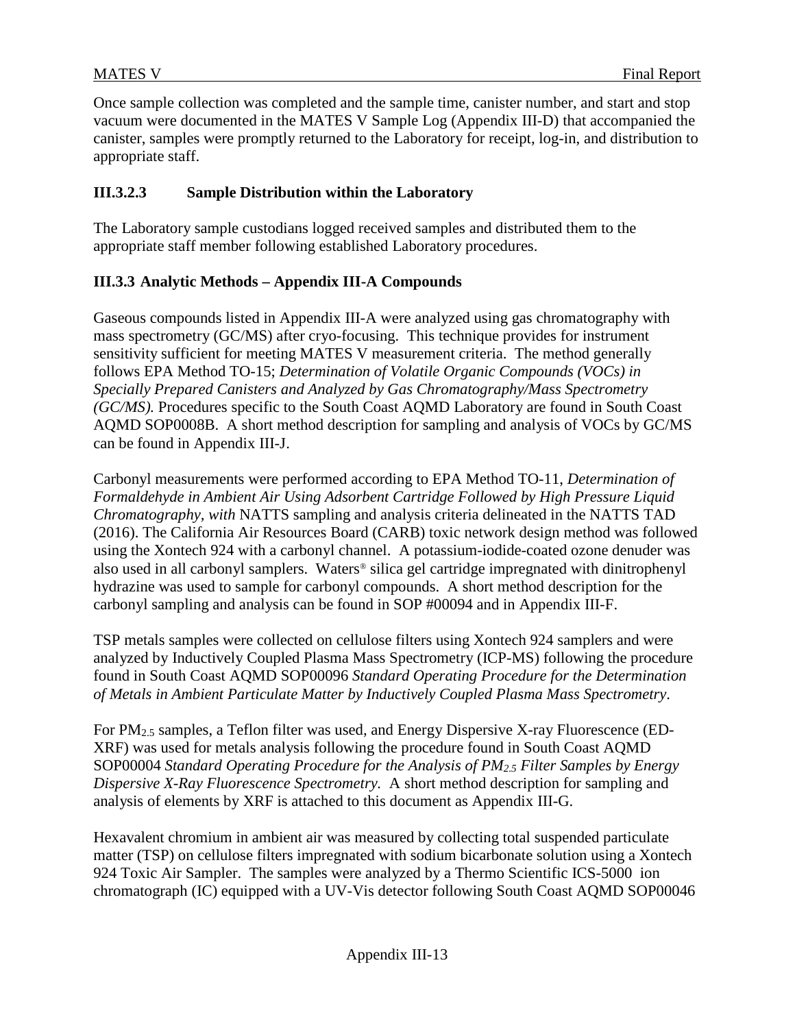Once sample collection was completed and the sample time, canister number, and start and stop vacuum were documented in the MATES V Sample Log (Appendix III-D) that accompanied the canister, samples were promptly returned to the Laboratory for receipt, log-in, and distribution to appropriate staff.

#### III.3.2.3 Sample Distribution within the Laboratory

The Laboratory sample custodians logged received samples and distributed them to the appropriate staff member following established Laboratory procedures.

### III.3.3 Analytic Methods – Appendix III-A Compounds

Gaseous compounds listed in Appendix III-A were analyzed using gas chromatography with mass spectrometry (GC/MS) after cryo-focusing. This technique provides for instrument sensitivity sufficient for meeting MATES V measurement criteria. The method generally follows EPA Method TO-15; *Determination of Volatile Organic Compounds (VOCs) in Specially Prepared Canisters and Analyzed by Gas Chromatography/Mass Spectrometry (GC/MS).* Procedures specific to the South Coast AQMD Laboratory are found in South Coast AQMD SOP0008B. A short method description for sampling and analysis of VOCs by GC/MS can be found in Appendix III-J.

Carbonyl measurements were performed according to EPA Method TO-11, *Determination of Formaldehyde in Ambient Air Using Adsorbent Cartridge Followed by High Pressure Liquid Chromatography, with* NATTS sampling and analysis criteria delineated in the NATTS TAD (2016). The California Air Resources Board (CARB) toxic network design method was followed using the Xontech 924 with a carbonyl channel. A potassium-iodide-coated ozone denuder was also used in all carbonyl samplers. Waters® silica gel cartridge impregnated with dinitrophenyl hydrazine was used to sample for carbonyl compounds. A short method description for the carbonyl sampling and analysis can be found in SOP #00094 and in Appendix III-F.

TSP metals samples were collected on cellulose filters using Xontech 924 samplers and were analyzed by Inductively Coupled Plasma Mass Spectrometry (ICP-MS) following the procedure found in South Coast AQMD SOP00096 *Standard Operating Procedure for the Determination of Metals in Ambient Particulate Matter by Inductively Coupled Plasma Mass Spectrometry*.

For $PM_{2.5}$ samples, a Teflon filter was used, and Energy Dispersive X-ray Fluorescence (ED-XRF) was used for metals analysis following the procedure found in South Coast AQMD SOP00004 *Standard Operating Procedure for the Analysis of $PM_{2.5}$ Filter Samples by Energy Dispersive X-Ray Fluorescence Spectrometry.* A short method description for sampling and analysis of elements by XRF is attached to this document as Appendix III-G.

Hexavalent chromium in ambient air was measured by collecting total suspended particulate matter (TSP) on cellulose filters impregnated with sodium bicarbonate solution using a Xontech 924 Toxic Air Sampler. The samples were analyzed by a Thermo Scientific ICS-5000 ion chromatograph (IC) equipped with a UV-Vis detector following South Coast AQMD SOP00046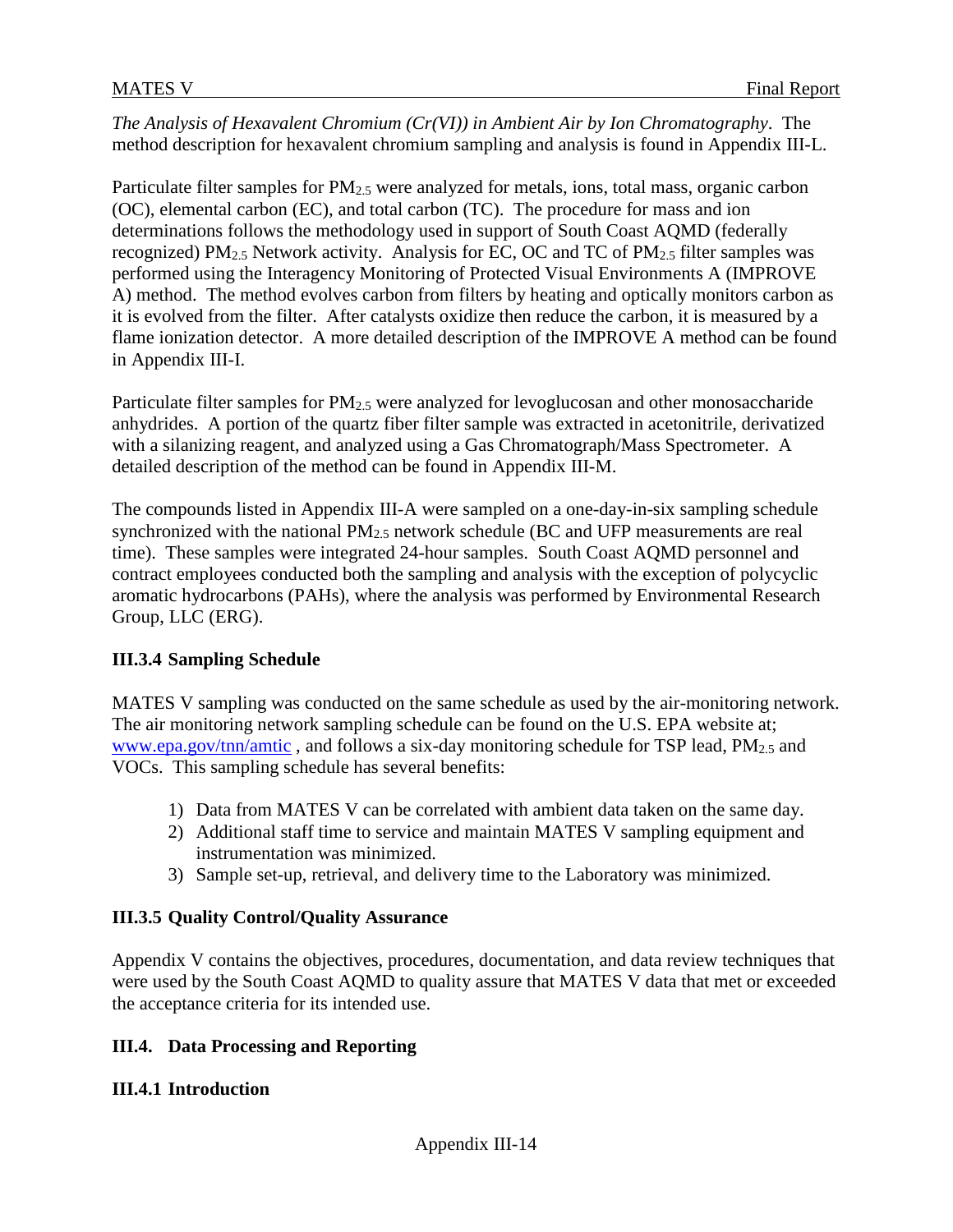*The Analysis of Hexavalent Chromium (Cr(VI)) in Ambient Air by Ion Chromatography*. The method description for hexavalent chromium sampling and analysis is found in Appendix III-L.

Particulate filter samples for $PM_{2.5}$ were analyzed for metals, ions, total mass, organic carbon (OC), elemental carbon (EC), and total carbon (TC). The procedure for mass and ion determinations follows the methodology used in support of South Coast AQMD (federally recognized) $PM_{2.5}$ Network activity. Analysis for EC, OC and TC of $PM_{2.5}$ filter samples was performed using the Interagency Monitoring of Protected Visual Environments A (IMPROVE A) method. The method evolves carbon from filters by heating and optically monitors carbon as it is evolved from the filter. After catalysts oxidize then reduce the carbon, it is measured by a flame ionization detector. A more detailed description of the IMPROVE A method can be found in Appendix III-I.

Particulate filter samples for $PM_{2.5}$ were analyzed for levoglucosan and other monosaccharide anhydrides. A portion of the quartz fiber filter sample was extracted in acetonitrile, derivatized with a silanizing reagent, and analyzed using a Gas Chromatograph/Mass Spectrometer. A detailed description of the method can be found in Appendix III-M.

The compounds listed in Appendix III-A were sampled on a one-day-in-six sampling schedule synchronized with the national $PM_{2.5}$ network schedule (BC and UFP measurements are real time). These samples were integrated 24-hour samples. South Coast AQMD personnel and contract employees conducted both the sampling and analysis with the exception of polycyclic aromatic hydrocarbons (PAHs), where the analysis was performed by Environmental Research Group, LLC (ERG).

### III.3.4 Sampling Schedule

MATES V sampling was conducted on the same schedule as used by the air-monitoring network. The air monitoring network sampling schedule can be found on the U.S. EPA website at; [www.epa.gov/tnn/amtic](www.epa.gov/tnn/amtic) , and follows a six-day monitoring schedule for TSP lead, $PM_{2.5}$ and VOCs. This sampling schedule has several benefits:

1) Data from MATES V can be correlated with ambient data taken on the same day.
2) Additional staff time to service and maintain MATES V sampling equipment and instrumentation was minimized.
3) Sample set-up, retrieval, and delivery time to the Laboratory was minimized.

### III.3.5 Quality Control/Quality Assurance

Appendix V contains the objectives, procedures, documentation, and data review techniques that were used by the South Coast AQMD to quality assure that MATES V data that met or exceeded the acceptance criteria for its intended use.

## III.4. Data Processing and Reporting

### III.4.1 Introduction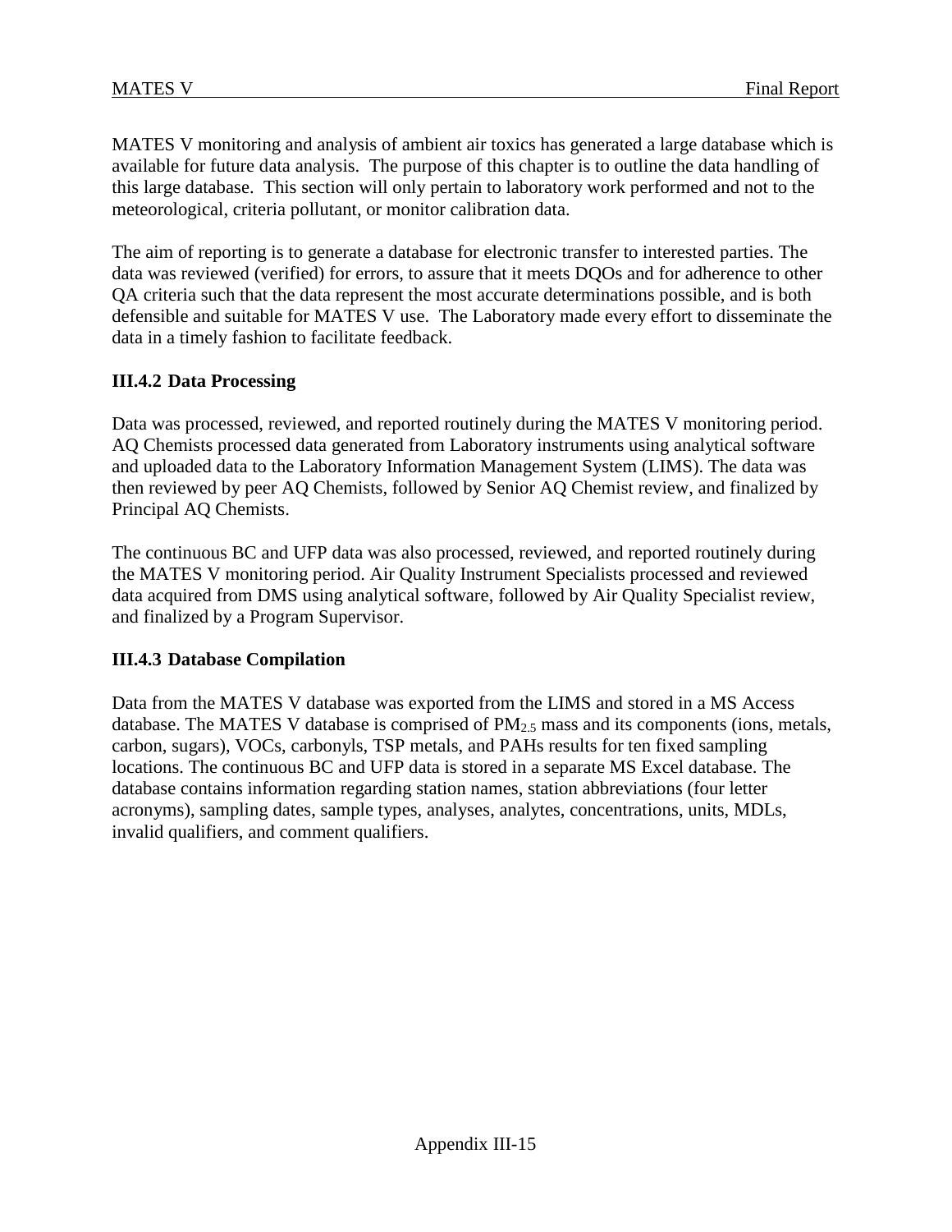MATES V monitoring and analysis of ambient air toxics has generated a large database which is available for future data analysis. The purpose of this chapter is to outline the data handling of this large database. This section will only pertain to laboratory work performed and not to the meteorological, criteria pollutant, or monitor calibration data.

The aim of reporting is to generate a database for electronic transfer to interested parties. The data was reviewed (verified) for errors, to assure that it meets DQOs and for adherence to other QA criteria such that the data represent the most accurate determinations possible, and is both defensible and suitable for MATES V use. The Laboratory made every effort to disseminate the data in a timely fashion to facilitate feedback.

### III.4.2 Data Processing

Data was processed, reviewed, and reported routinely during the MATES V monitoring period. AQ Chemists processed data generated from Laboratory instruments using analytical software and uploaded data to the Laboratory Information Management System (LIMS). The data was then reviewed by peer AQ Chemists, followed by Senior AQ Chemist review, and finalized by Principal AQ Chemists.

The continuous BC and UFP data was also processed, reviewed, and reported routinely during the MATES V monitoring period. Air Quality Instrument Specialists processed and reviewed data acquired from DMS using analytical software, followed by Air Quality Specialist review, and finalized by a Program Supervisor.

### III.4.3 Database Compilation

Data from the MATES V database was exported from the LIMS and stored in a MS Access database. The MATES V database is comprised of $PM_{2.5}$ mass and its components (ions, metals, carbon, sugars), VOCs, carbonyls, TSP metals, and PAHs results for ten fixed sampling locations. The continuous BC and UFP data is stored in a separate MS Excel database. The database contains information regarding station names, station abbreviations (four letter acronyms), sampling dates, sample types, analyses, analytes, concentrations, units, MDLs, invalid qualifiers, and comment qualifiers.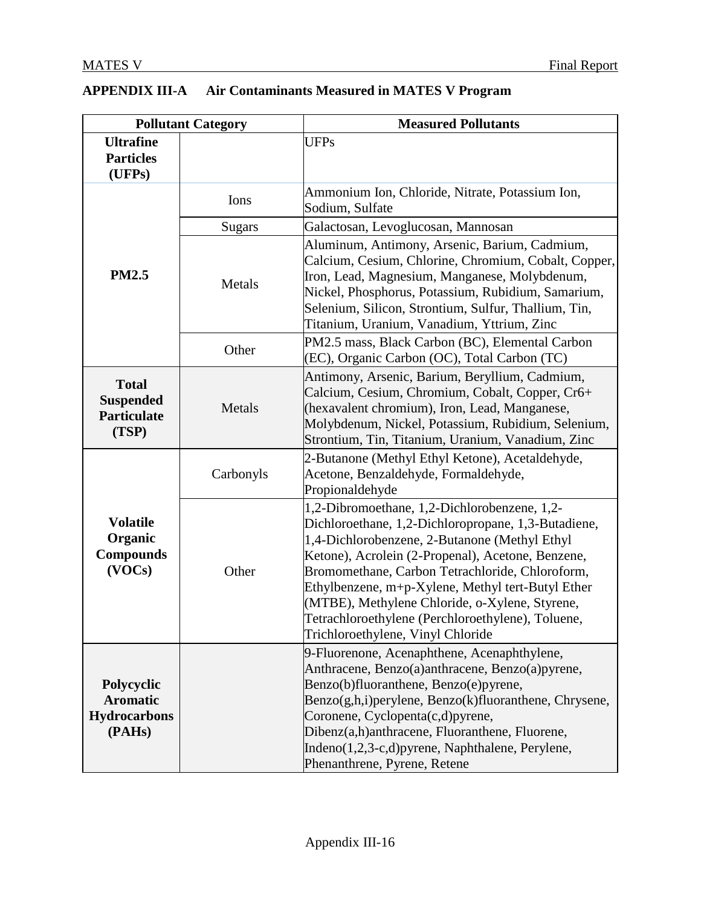## APPENDIX III-A Air Contaminants Measured in MATES V Program

| Pollutant Category | | Measured Pollutants |
|---|---|---|
| **Ultrafine Particles (UFPs)** | | UFPs |
| **PM2.5** | Ions | Ammonium Ion, Chloride, Nitrate, Potassium Ion, Sodium, Sulfate |
| | Sugars | Galactosan, Levoglucosan, Mannosan |
| | Metals | Aluminum, Antimony, Arsenic, Barium, Cadmium, Calcium, Cesium, Chlorine, Chromium, Cobalt, Copper, Iron, Lead, Magnesium, Manganese, Molybdenum, Nickel, Phosphorus, Potassium, Rubidium, Samarium, Selenium, Silicon, Strontium, Sulfur, Thallium, Tin, Titanium, Uranium, Vanadium, Yttrium, Zinc |
| | Other | PM2.5 mass, Black Carbon (BC), Elemental Carbon (EC), Organic Carbon (OC), Total Carbon (TC) |
| **Total Suspended Particulate (TSP)** | Metals | Antimony, Arsenic, Barium, Beryllium, Cadmium, Calcium, Cesium, Chromium, Cobalt, Copper, Cr6+ (hexavalent chromium), Iron, Lead, Manganese, Molybdenum, Nickel, Potassium, Rubidium, Selenium, Strontium, Tin, Titanium, Uranium, Vanadium, Zinc |
| **Volatile Organic Compounds (VOCs)** | Carbonyls | 2-Butanone (Methyl Ethyl Ketone), Acetaldehyde, Acetone, Benzaldehyde, Formaldehyde, Propionaldehyde |
| | Other | 1,2-Dibromoethane, 1,2-Dichlorobenzene, 1,2-Dichloroethane, 1,2-Dichloropropane, 1,3-Butadiene, 1,4-Dichlorobenzene, 2-Butanone (Methyl Ethyl Ketone), Acrolein (2-Propenal), Acetone, Benzene, Bromomethane, Carbon Tetrachloride, Chloroform, Ethylbenzene, m+p-Xylene, Methyl tert-Butyl Ether (MTBE), Methylene Chloride, o-Xylene, Styrene, Tetrachloroethylene (Perchloroethylene), Toluene, Trichloroethylene, Vinyl Chloride |
| **Polycyclic Aromatic Hydrocarbons (PAHs)** | | 9-Fluorenone, Acenaphthene, Acenaphthylene, Anthracene, Benzo(a)anthracene, Benzo(a)pyrene, Benzo(b)fluoranthene, Benzo(e)pyrene, Benzo(g,h,i)perylene, Benzo(k)fluoranthene, Chrysene, Coronene, Cyclopenta(c,d)pyrene, Dibenz(a,h)anthracene, Fluoranthene, Fluorene, Indeno(1,2,3-c,d)pyrene, Naphthalene, Perylene, Phenanthrene, Pyrene, Retene |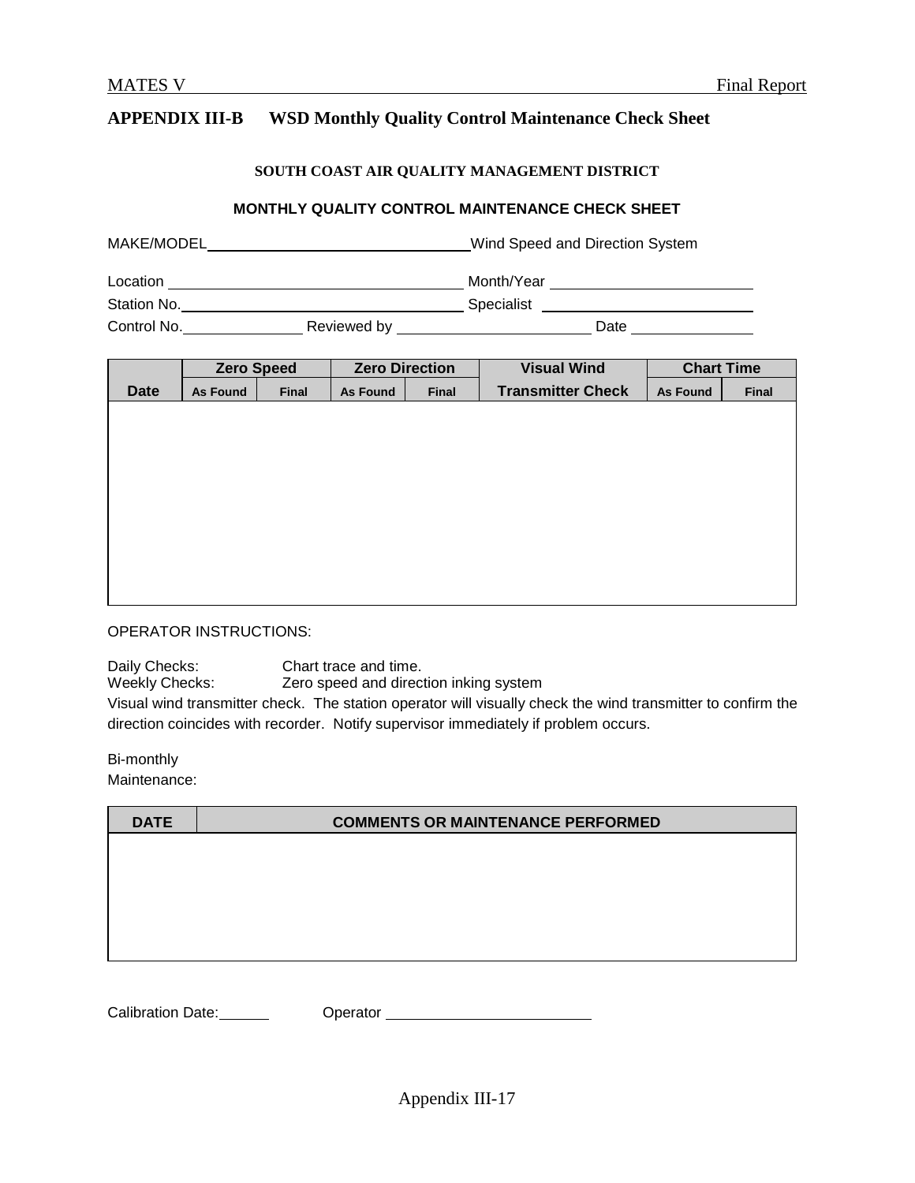## APPENDIX III-B WSD Monthly Quality Control Maintenance Check Sheet

**SOUTH COAST AIR QUALITY MANAGEMENT DISTRICT**

**MONTHLY QUALITY CONTROL MAINTENANCE CHECK SHEET**

MAKE/MODEL________________________ Wind Speed and Direction System

Location ________________________ Month/Year ________________________

Station No. ________________________ Specialist ________________________

Control No. ____________ Reviewed by ________________________ Date ____________

| Date | Zero Speed | | Zero Direction | | Visual Wind Transmitter Check | Chart Time | |
|---|---|---|---|---|---|---|---|
| | As Found | Final | As Found | Final | | As Found | Final |
| | | | | | | | |

OPERATOR INSTRUCTIONS:

Daily Checks: Chart trace and time.
Weekly Checks: Zero speed and direction inking system

Visual wind transmitter check. The station operator will visually check the wind transmitter to confirm the direction coincides with recorder. Notify supervisor immediately if problem occurs.

Bi-monthly Maintenance:

| DATE | COMMENTS OR MAINTENANCE PERFORMED |
|---|---|
| | |

Calibration Date: ______ Operator ________________________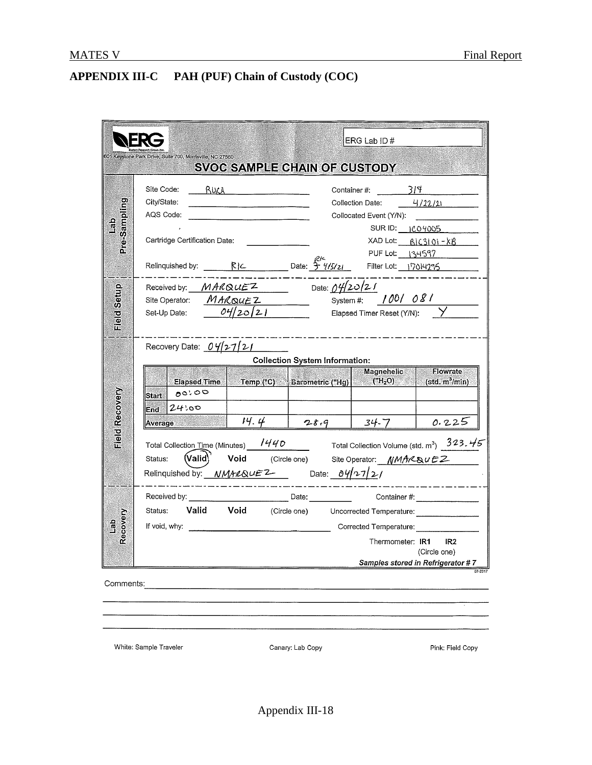## APPENDIX III-C PAH (PUF) Chain of Custody (COC)

**ERG**

601 Keystone Park Drive, Suite 700, Morrisville, NC 27560

ERG Lab ID #

### SVOC SAMPLE CHAIN OF CUSTODY

**Lab Pre-Sampling**

Site Code: RUCA
City/State:
AQS Code:
Cartridge Certification Date:
Relinquished by: RIC Date: 4/5/21

Container #: 319
Collection Date: 4/22/21
Collocated Event (Y/N):
SUR ID: 1C04005
XAD Lot: B1C3101-XB
PUF Lot: 134597
Filter Lot: 17014295

**Field Setup**

Received by: MARQUEZ Date: 04/20/21
Site Operator: MARQUEZ System #: 1001 081
Set-Up Date: 04/20/21 Elapsed Timer Reset (Y/N): Y

**Field Recovery**

Recovery Date: 04/27/21

**Collection System Information:**

| | Elapsed Time | Temp (°C) | Barometric ("Hg) | Magnehelic ("$H_2O$) | Flowrate (std. $m^3$/min) |
|---|---|---|---|---|---|
| Start | 00:00 | | | | |
| End | 24:00 | | | | |
| Average | | 14.4 | 28.9 | 34.7 | 0.225 |

Total Collection Time (Minutes) 1440 Total Collection Volume (std. $m^3$) 323.45

Status: (Valid) Void (Circle one) Site Operator: NMARQUEZ

Relinquished by: NMARQUEZ Date: 04/27/21

**Lab Recovery**

Received by: Date: Container #:
Status: Valid Void (Circle one) Uncorrected Temperature:
If void, why: Corrected Temperature:
Thermometer: IR1 IR2 (Circle one)

*Samples stored in Refrigerator # 7*

07-2017

Comments:

White: Sample Traveler Canary: Lab Copy Pink: Field Copy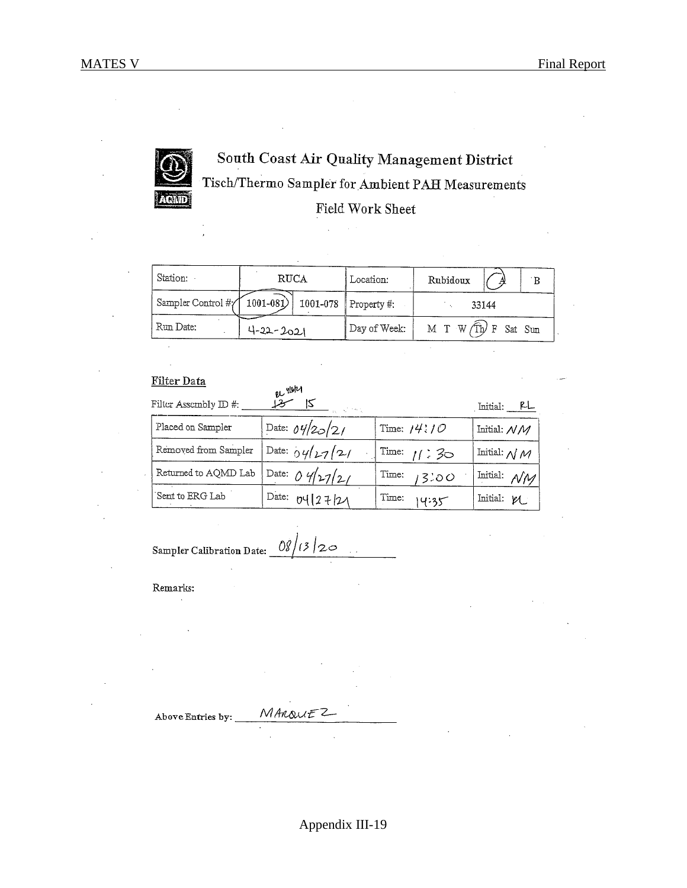# South Coast Air Quality Management District

## Tisch/Thermo Sampler for Ambient PAH Measurements

### Field Work Sheet

| Station: | RUCA | | Location: | Rubidoux | (A) | B |
|---|---|---|---|---|---|---|
| Sampler Control #: | (1001-081) | 1001-078 | Property #: | 33144 | | |
| Run Date: | 4-22-2021 | | Day of Week: | M T W (Th) F Sat Sun | | |

**Filter Data**

Filter Assembly ID #: ~~13~~ 15 (RL 4/6/21)     Initial: RL

| Placed on Sampler | Date: 04/20/21 | Time: 14:10 | Initial: NM |
|---|---|---|---|
| Removed from Sampler | Date: 04/27/21 | Time: 11:30 | Initial: NM |
| Returned to AQMD Lab | Date: 04/27/21 | Time: 13:00 | Initial: NM |
| Sent to ERG Lab | Date: 04/27/21 | Time: 14:35 | Initial: RL |

Sampler Calibration Date: 08/13/20

Remarks:

Above Entries by: MARQUEZ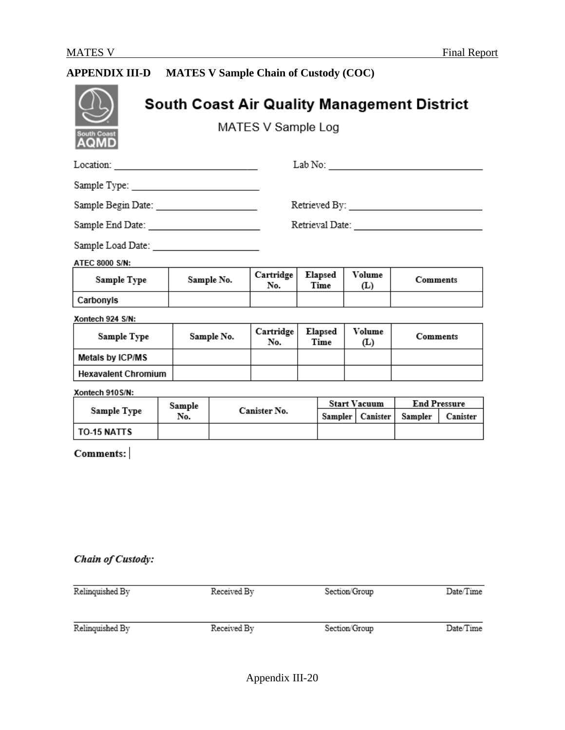## APPENDIX III-D MATES V Sample Chain of Custody (COC)

**South Coast Air Quality Management District**

MATES V Sample Log

Location: ____________________ Lab No: ____________________

Sample Type: ____________________

Sample Begin Date: ____________________ Retrieved By: ____________________

Sample End Date: ____________________ Retrieval Date: ____________________

Sample Load Date: ____________________

**ATEC 8000 S/N:**

| Sample Type | Sample No. | Cartridge No. | Elapsed Time | Volume (L) | Comments |
|---|---|---|---|---|---|
| Carbonyls | | | | | |

**Xontech 924 S/N:**

| Sample Type | Sample No. | Cartridge No. | Elapsed Time | Volume (L) | Comments |
|---|---|---|---|---|---|
| Metals by ICP/MS | | | | | |
| Hexavalent Chromium | | | | | |

**Xontech 910S/N:**

| Sample Type | Sample No. | Canister No. | Start Vacuum | | End Pressure | |
|---|---|---|---|---|---|---|
| | | | Sampler | Canister | Sampler | Canister |
| TO-15 NATTS | | | | | | |

**Comments:**

***Chain of Custody:***

| Relinquished By | Received By | Section/Group | Date/Time |
|---|---|---|---|
| | | | |
| Relinquished By | Received By | Section/Group | Date/Time |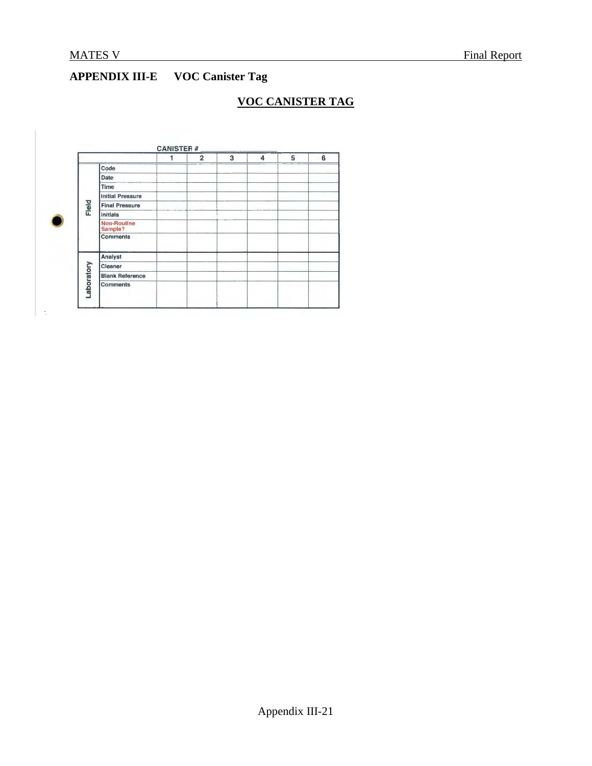## APPENDIX III-E VOC Canister Tag

**VOC CANISTER TAG**

CANISTER # ____________

| | | 1 | 2 | 3 | 4 | 5 | 6 |
|---|---|---|---|---|---|---|---|
| Field | Code | | | | | | |
| | Date | | | | | | |
| | Time | | | | | | |
| | Initial Pressure | | | | | | |
| | Final Pressure | | | | | | |
| | Initials | | | | | | |
| | Non-Routine Sample? | | | | | | |
| | Comments | | | | | | |
| Laboratory | Analyst | | | | | | |
| | Cleaner | | | | | | |
| | Blank Reference | | | | | | |
| | Comments | | | | | | |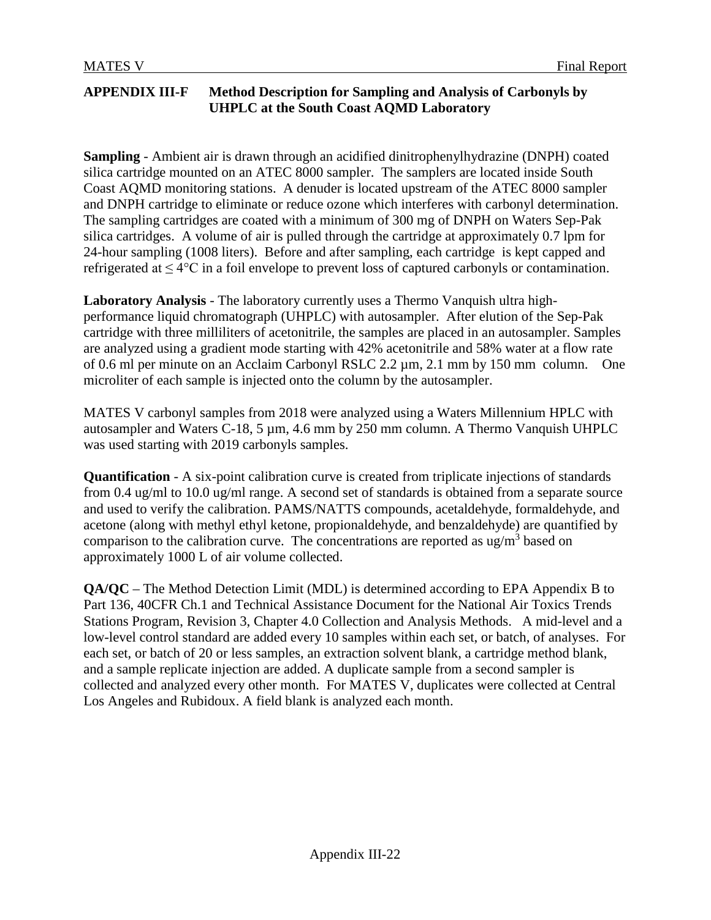## APPENDIX III-F Method Description for Sampling and Analysis of Carbonyls by UHPLC at the South Coast AQMD Laboratory

**Sampling** - Ambient air is drawn through an acidified dinitrophenylhydrazine (DNPH) coated silica cartridge mounted on an ATEC 8000 sampler. The samplers are located inside South Coast AQMD monitoring stations. A denuder is located upstream of the ATEC 8000 sampler and DNPH cartridge to eliminate or reduce ozone which interferes with carbonyl determination. The sampling cartridges are coated with a minimum of 300 mg of DNPH on Waters Sep-Pak silica cartridges. A volume of air is pulled through the cartridge at approximately 0.7 lpm for 24-hour sampling (1008 liters). Before and after sampling, each cartridge is kept capped and refrigerated at ≤ 4°C in a foil envelope to prevent loss of captured carbonyls or contamination.

**Laboratory Analysis** - The laboratory currently uses a Thermo Vanquish ultra high-performance liquid chromatograph (UHPLC) with autosampler. After elution of the Sep-Pak cartridge with three milliliters of acetonitrile, the samples are placed in an autosampler. Samples are analyzed using a gradient mode starting with 42% acetonitrile and 58% water at a flow rate of 0.6 ml per minute on an Acclaim Carbonyl RSLC 2.2 µm, 2.1 mm by 150 mm column. One microliter of each sample is injected onto the column by the autosampler.

MATES V carbonyl samples from 2018 were analyzed using a Waters Millennium HPLC with autosampler and Waters C-18, 5 µm, 4.6 mm by 250 mm column. A Thermo Vanquish UHPLC was used starting with 2019 carbonyls samples.

**Quantification** - A six-point calibration curve is created from triplicate injections of standards from 0.4 ug/ml to 10.0 ug/ml range. A second set of standards is obtained from a separate source and used to verify the calibration. PAMS/NATTS compounds, acetaldehyde, formaldehyde, and acetone (along with methyl ethyl ketone, propionaldehyde, and benzaldehyde) are quantified by comparison to the calibration curve. The concentrations are reported as ug/m$^3$ based on approximately 1000 L of air volume collected.

**QA/QC** – The Method Detection Limit (MDL) is determined according to EPA Appendix B to Part 136, 40CFR Ch.1 and Technical Assistance Document for the National Air Toxics Trends Stations Program, Revision 3, Chapter 4.0 Collection and Analysis Methods. A mid-level and a low-level control standard are added every 10 samples within each set, or batch, of analyses. For each set, or batch of 20 or less samples, an extraction solvent blank, a cartridge method blank, and a sample replicate injection are added. A duplicate sample from a second sampler is collected and analyzed every other month. For MATES V, duplicates were collected at Central Los Angeles and Rubidoux. A field blank is analyzed each month.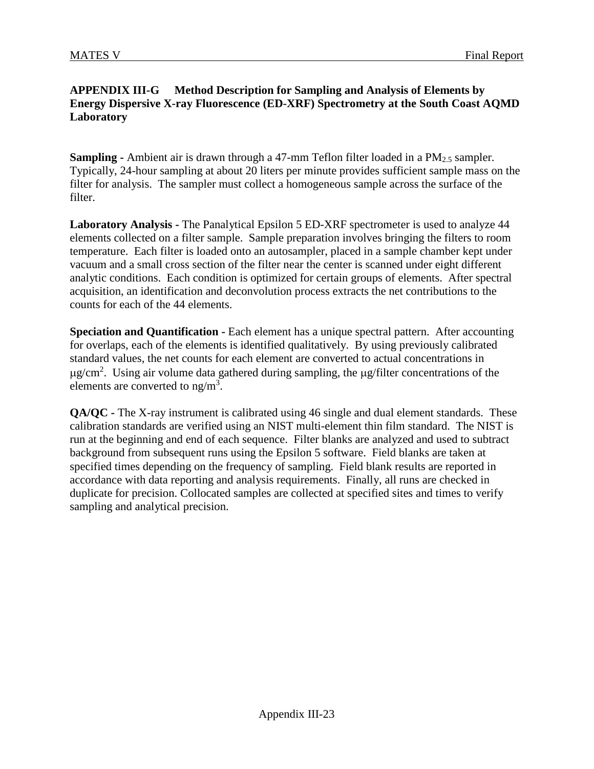**APPENDIX III-G Method Description for Sampling and Analysis of Elements by Energy Dispersive X-ray Fluorescence (ED-XRF) Spectrometry at the South Coast AQMD Laboratory**

**Sampling -** Ambient air is drawn through a 47-mm Teflon filter loaded in a $PM_{2.5}$ sampler. Typically, 24-hour sampling at about 20 liters per minute provides sufficient sample mass on the filter for analysis. The sampler must collect a homogeneous sample across the surface of the filter.

**Laboratory Analysis -** The Panalytical Epsilon 5 ED-XRF spectrometer is used to analyze 44 elements collected on a filter sample. Sample preparation involves bringing the filters to room temperature. Each filter is loaded onto an autosampler, placed in a sample chamber kept under vacuum and a small cross section of the filter near the center is scanned under eight different analytic conditions. Each condition is optimized for certain groups of elements. After spectral acquisition, an identification and deconvolution process extracts the net contributions to the counts for each of the 44 elements.

**Speciation and Quantification -** Each element has a unique spectral pattern. After accounting for overlaps, each of the elements is identified qualitatively. By using previously calibrated standard values, the net counts for each element are converted to actual concentrations in $\mu g/cm^2$. Using air volume data gathered during sampling, the $\mu$g/filter concentrations of the elements are converted to $ng/m^3$.

**QA/QC -** The X-ray instrument is calibrated using 46 single and dual element standards. These calibration standards are verified using an NIST multi-element thin film standard. The NIST is run at the beginning and end of each sequence. Filter blanks are analyzed and used to subtract background from subsequent runs using the Epsilon 5 software. Field blanks are taken at specified times depending on the frequency of sampling. Field blank results are reported in accordance with data reporting and analysis requirements. Finally, all runs are checked in duplicate for precision. Collocated samples are collected at specified sites and times to verify sampling and analytical precision.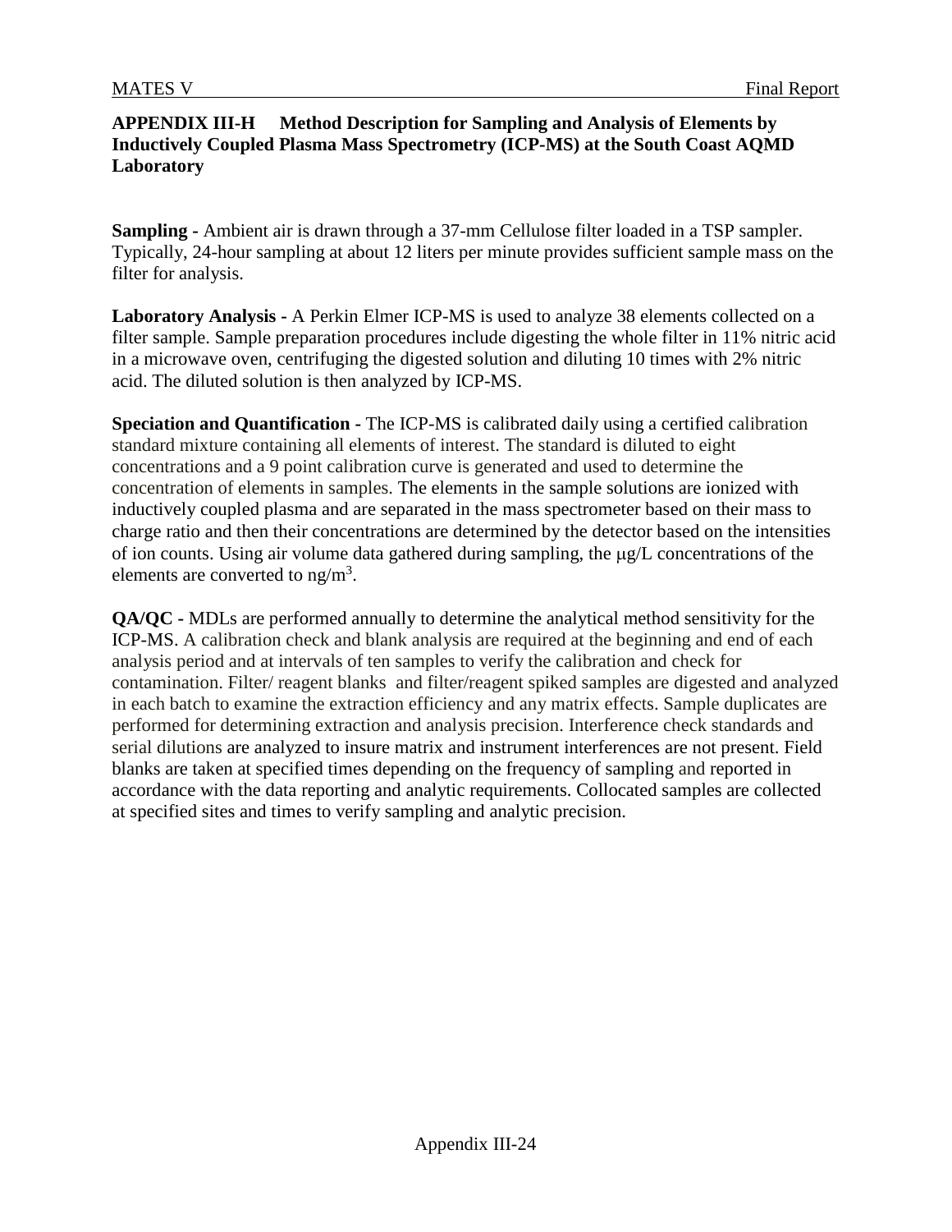## APPENDIX III-H Method Description for Sampling and Analysis of Elements by Inductively Coupled Plasma Mass Spectrometry (ICP-MS) at the South Coast AQMD Laboratory

**Sampling -** Ambient air is drawn through a 37-mm Cellulose filter loaded in a TSP sampler. Typically, 24-hour sampling at about 12 liters per minute provides sufficient sample mass on the filter for analysis.

**Laboratory Analysis -** A Perkin Elmer ICP-MS is used to analyze 38 elements collected on a filter sample. Sample preparation procedures include digesting the whole filter in 11% nitric acid in a microwave oven, centrifuging the digested solution and diluting 10 times with 2% nitric acid. The diluted solution is then analyzed by ICP-MS.

**Speciation and Quantification -** The ICP-MS is calibrated daily using a certified calibration standard mixture containing all elements of interest. The standard is diluted to eight concentrations and a 9 point calibration curve is generated and used to determine the concentration of elements in samples. The elements in the sample solutions are ionized with inductively coupled plasma and are separated in the mass spectrometer based on their mass to charge ratio and then their concentrations are determined by the detector based on the intensities of ion counts. Using air volume data gathered during sampling, the μg/L concentrations of the elements are converted to ng/m$^3$.

**QA/QC -** MDLs are performed annually to determine the analytical method sensitivity for the ICP-MS. A calibration check and blank analysis are required at the beginning and end of each analysis period and at intervals of ten samples to verify the calibration and check for contamination. Filter/ reagent blanks and filter/reagent spiked samples are digested and analyzed in each batch to examine the extraction efficiency and any matrix effects. Sample duplicates are performed for determining extraction and analysis precision. Interference check standards and serial dilutions are analyzed to insure matrix and instrument interferences are not present. Field blanks are taken at specified times depending on the frequency of sampling and reported in accordance with the data reporting and analytic requirements. Collocated samples are collected at specified sites and times to verify sampling and analytic precision.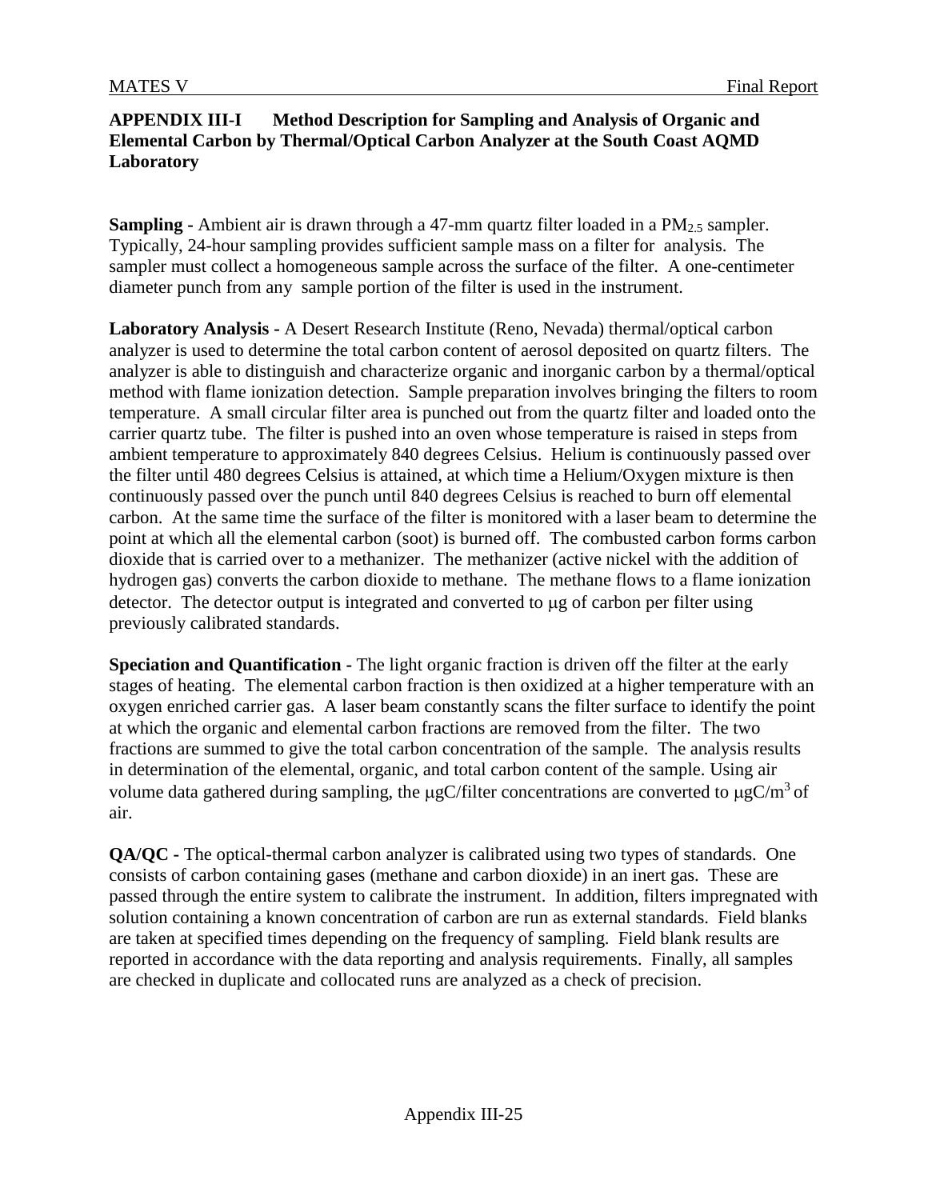## APPENDIX III-I Method Description for Sampling and Analysis of Organic and Elemental Carbon by Thermal/Optical Carbon Analyzer at the South Coast AQMD Laboratory

**Sampling -** Ambient air is drawn through a 47-mm quartz filter loaded in a $PM_{2.5}$ sampler. Typically, 24-hour sampling provides sufficient sample mass on a filter for analysis. The sampler must collect a homogeneous sample across the surface of the filter. A one-centimeter diameter punch from any sample portion of the filter is used in the instrument.

**Laboratory Analysis -** A Desert Research Institute (Reno, Nevada) thermal/optical carbon analyzer is used to determine the total carbon content of aerosol deposited on quartz filters. The analyzer is able to distinguish and characterize organic and inorganic carbon by a thermal/optical method with flame ionization detection. Sample preparation involves bringing the filters to room temperature. A small circular filter area is punched out from the quartz filter and loaded onto the carrier quartz tube. The filter is pushed into an oven whose temperature is raised in steps from ambient temperature to approximately 840 degrees Celsius. Helium is continuously passed over the filter until 480 degrees Celsius is attained, at which time a Helium/Oxygen mixture is then continuously passed over the punch until 840 degrees Celsius is reached to burn off elemental carbon. At the same time the surface of the filter is monitored with a laser beam to determine the point at which all the elemental carbon (soot) is burned off. The combusted carbon forms carbon dioxide that is carried over to a methanizer. The methanizer (active nickel with the addition of hydrogen gas) converts the carbon dioxide to methane. The methane flows to a flame ionization detector. The detector output is integrated and converted to μg of carbon per filter using previously calibrated standards.

**Speciation and Quantification -** The light organic fraction is driven off the filter at the early stages of heating. The elemental carbon fraction is then oxidized at a higher temperature with an oxygen enriched carrier gas. A laser beam constantly scans the filter surface to identify the point at which the organic and elemental carbon fractions are removed from the filter. The two fractions are summed to give the total carbon concentration of the sample. The analysis results in determination of the elemental, organic, and total carbon content of the sample. Using air volume data gathered during sampling, the μgC/filter concentrations are converted to $\mu gC/m^3$ of air.

**QA/QC -** The optical-thermal carbon analyzer is calibrated using two types of standards. One consists of carbon containing gases (methane and carbon dioxide) in an inert gas. These are passed through the entire system to calibrate the instrument. In addition, filters impregnated with solution containing a known concentration of carbon are run as external standards. Field blanks are taken at specified times depending on the frequency of sampling. Field blank results are reported in accordance with the data reporting and analysis requirements. Finally, all samples are checked in duplicate and collocated runs are analyzed as a check of precision.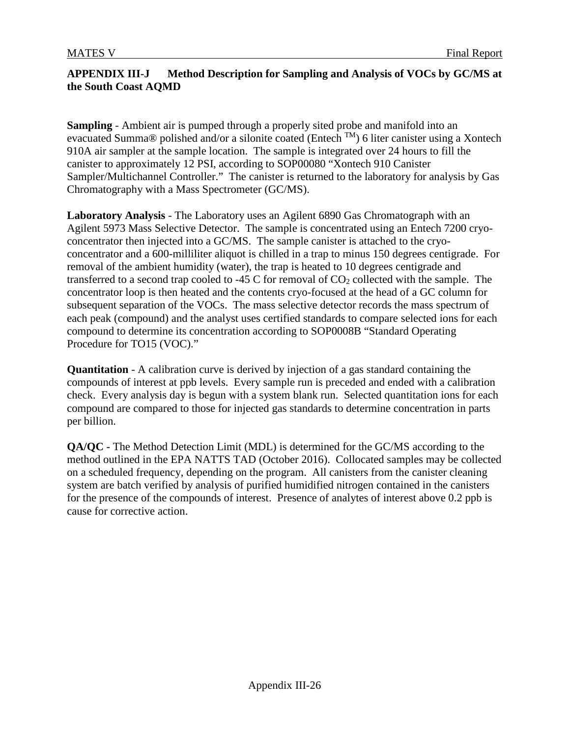## APPENDIX III-J Method Description for Sampling and Analysis of VOCs by GC/MS at the South Coast AQMD

**Sampling** - Ambient air is pumped through a properly sited probe and manifold into an evacuated Summa® polished and/or a silonite coated (Entech ™) 6 liter canister using a Xontech 910A air sampler at the sample location. The sample is integrated over 24 hours to fill the canister to approximately 12 PSI, according to SOP00080 "Xontech 910 Canister Sampler/Multichannel Controller." The canister is returned to the laboratory for analysis by Gas Chromatography with a Mass Spectrometer (GC/MS).

**Laboratory Analysis** - The Laboratory uses an Agilent 6890 Gas Chromatograph with an Agilent 5973 Mass Selective Detector. The sample is concentrated using an Entech 7200 cryo-concentrator then injected into a GC/MS. The sample canister is attached to the cryo-concentrator and a 600-milliliter aliquot is chilled in a trap to minus 150 degrees centigrade. For removal of the ambient humidity (water), the trap is heated to 10 degrees centigrade and transferred to a second trap cooled to -45 C for removal of $CO_2$ collected with the sample. The concentrator loop is then heated and the contents cryo-focused at the head of a GC column for subsequent separation of the VOCs. The mass selective detector records the mass spectrum of each peak (compound) and the analyst uses certified standards to compare selected ions for each compound to determine its concentration according to SOP0008B "Standard Operating Procedure for TO15 (VOC)."

**Quantitation** - A calibration curve is derived by injection of a gas standard containing the compounds of interest at ppb levels. Every sample run is preceded and ended with a calibration check. Every analysis day is begun with a system blank run. Selected quantitation ions for each compound are compared to those for injected gas standards to determine concentration in parts per billion.

**QA/QC** - The Method Detection Limit (MDL) is determined for the GC/MS according to the method outlined in the EPA NATTS TAD (October 2016). Collocated samples may be collected on a scheduled frequency, depending on the program. All canisters from the canister cleaning system are batch verified by analysis of purified humidified nitrogen contained in the canisters for the presence of the compounds of interest. Presence of analytes of interest above 0.2 ppb is cause for corrective action.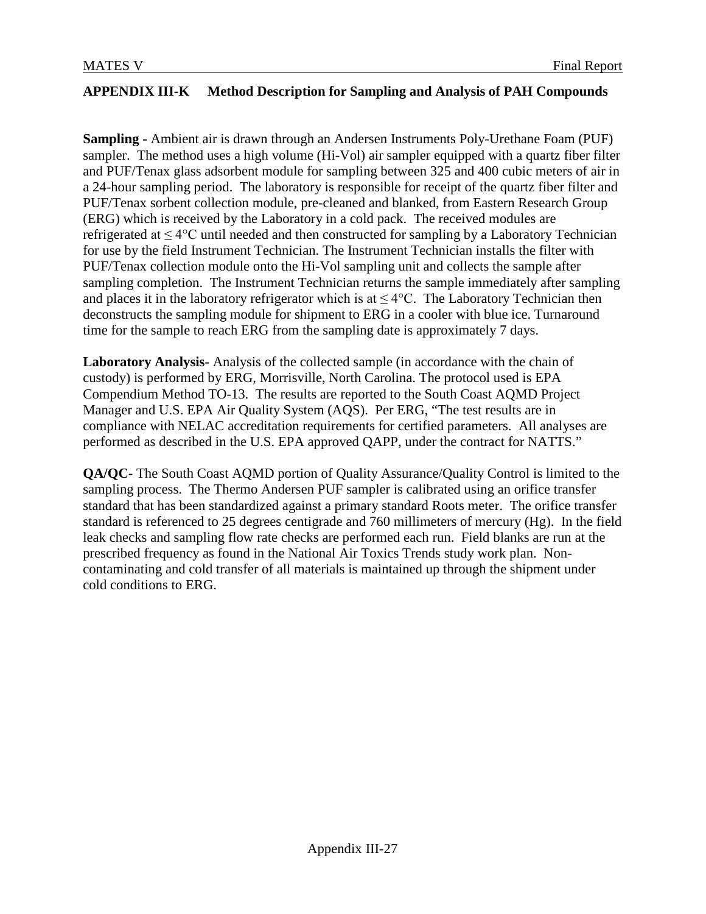## APPENDIX III-K Method Description for Sampling and Analysis of PAH Compounds

**Sampling -** Ambient air is drawn through an Andersen Instruments Poly-Urethane Foam (PUF) sampler. The method uses a high volume (Hi-Vol) air sampler equipped with a quartz fiber filter and PUF/Tenax glass adsorbent module for sampling between 325 and 400 cubic meters of air in a 24-hour sampling period. The laboratory is responsible for receipt of the quartz fiber filter and PUF/Tenax sorbent collection module, pre-cleaned and blanked, from Eastern Research Group (ERG) which is received by the Laboratory in a cold pack. The received modules are refrigerated at ≤ 4°C until needed and then constructed for sampling by a Laboratory Technician for use by the field Instrument Technician. The Instrument Technician installs the filter with PUF/Tenax collection module onto the Hi-Vol sampling unit and collects the sample after sampling completion. The Instrument Technician returns the sample immediately after sampling and places it in the laboratory refrigerator which is at ≤ 4°C. The Laboratory Technician then deconstructs the sampling module for shipment to ERG in a cooler with blue ice. Turnaround time for the sample to reach ERG from the sampling date is approximately 7 days.

**Laboratory Analysis-** Analysis of the collected sample (in accordance with the chain of custody) is performed by ERG, Morrisville, North Carolina. The protocol used is EPA Compendium Method TO-13. The results are reported to the South Coast AQMD Project Manager and U.S. EPA Air Quality System (AQS). Per ERG, "The test results are in compliance with NELAC accreditation requirements for certified parameters. All analyses are performed as described in the U.S. EPA approved QAPP, under the contract for NATTS."

**QA/QC-** The South Coast AQMD portion of Quality Assurance/Quality Control is limited to the sampling process. The Thermo Andersen PUF sampler is calibrated using an orifice transfer standard that has been standardized against a primary standard Roots meter. The orifice transfer standard is referenced to 25 degrees centigrade and 760 millimeters of mercury (Hg). In the field leak checks and sampling flow rate checks are performed each run. Field blanks are run at the prescribed frequency as found in the National Air Toxics Trends study work plan. Non-contaminating and cold transfer of all materials is maintained up through the shipment under cold conditions to ERG.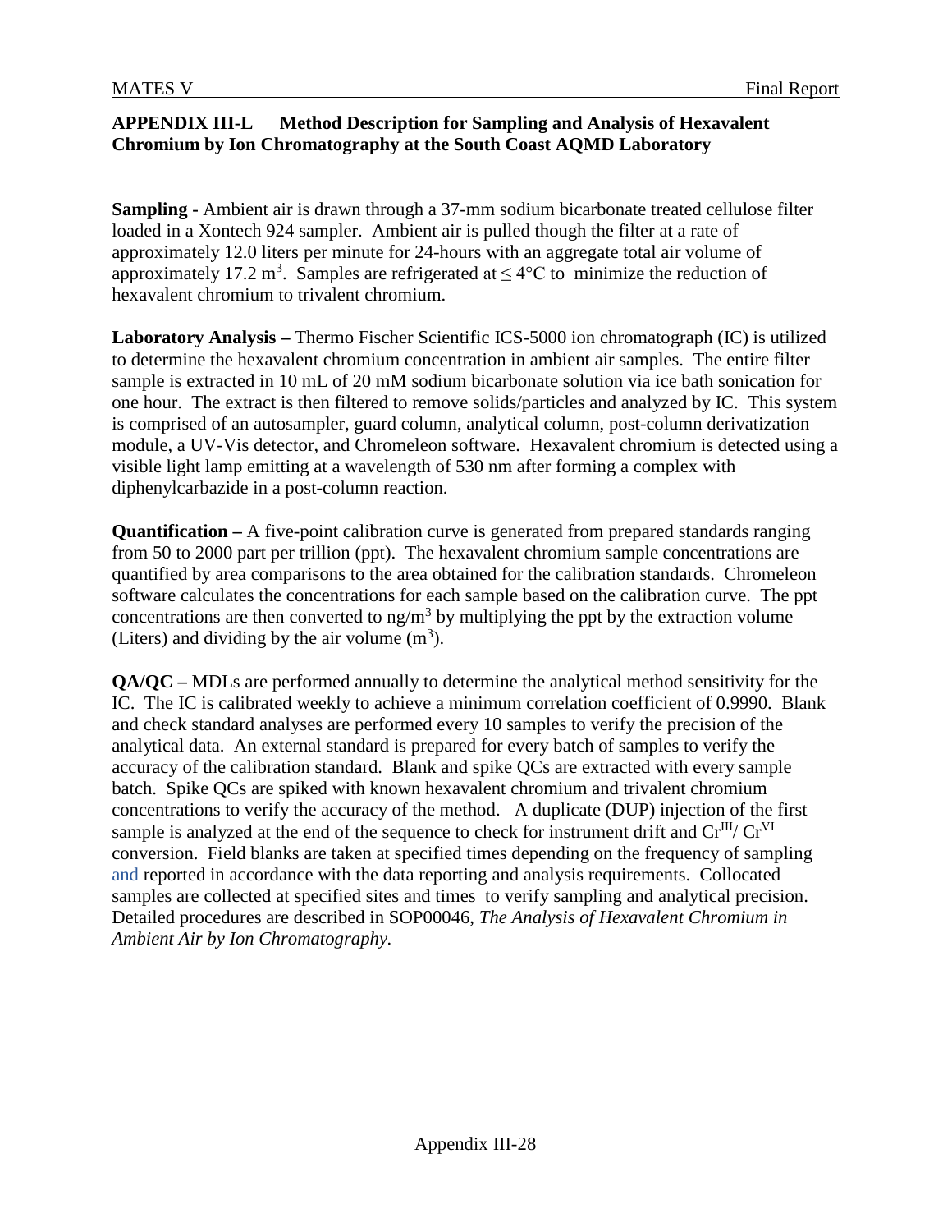## APPENDIX III-L Method Description for Sampling and Analysis of Hexavalent Chromium by Ion Chromatography at the South Coast AQMD Laboratory

**Sampling -** Ambient air is drawn through a 37-mm sodium bicarbonate treated cellulose filter loaded in a Xontech 924 sampler. Ambient air is pulled though the filter at a rate of approximately 12.0 liters per minute for 24-hours with an aggregate total air volume of approximately 17.2 $m^3$. Samples are refrigerated at $\leq 4°C$ to minimize the reduction of hexavalent chromium to trivalent chromium.

**Laboratory Analysis –** Thermo Fischer Scientific ICS-5000 ion chromatograph (IC) is utilized to determine the hexavalent chromium concentration in ambient air samples. The entire filter sample is extracted in 10 mL of 20 mM sodium bicarbonate solution via ice bath sonication for one hour. The extract is then filtered to remove solids/particles and analyzed by IC. This system is comprised of an autosampler, guard column, analytical column, post-column derivatization module, a UV-Vis detector, and Chromeleon software. Hexavalent chromium is detected using a visible light lamp emitting at a wavelength of 530 nm after forming a complex with diphenylcarbazide in a post-column reaction.

**Quantification –** A five-point calibration curve is generated from prepared standards ranging from 50 to 2000 part per trillion (ppt). The hexavalent chromium sample concentrations are quantified by area comparisons to the area obtained for the calibration standards. Chromeleon software calculates the concentrations for each sample based on the calibration curve. The ppt concentrations are then converted to ng/$m^3$ by multiplying the ppt by the extraction volume (Liters) and dividing by the air volume ($m^3$).

**QA/QC –** MDLs are performed annually to determine the analytical method sensitivity for the IC. The IC is calibrated weekly to achieve a minimum correlation coefficient of 0.9990. Blank and check standard analyses are performed every 10 samples to verify the precision of the analytical data. An external standard is prepared for every batch of samples to verify the accuracy of the calibration standard. Blank and spike QCs are extracted with every sample batch. Spike QCs are spiked with known hexavalent chromium and trivalent chromium concentrations to verify the accuracy of the method. A duplicate (DUP) injection of the first sample is analyzed at the end of the sequence to check for instrument drift and $Cr^{III}$/ $Cr^{VI}$ conversion. Field blanks are taken at specified times depending on the frequency of sampling and reported in accordance with the data reporting and analysis requirements. Collocated samples are collected at specified sites and times to verify sampling and analytical precision. Detailed procedures are described in SOP00046, *The Analysis of Hexavalent Chromium in Ambient Air by Ion Chromatography.*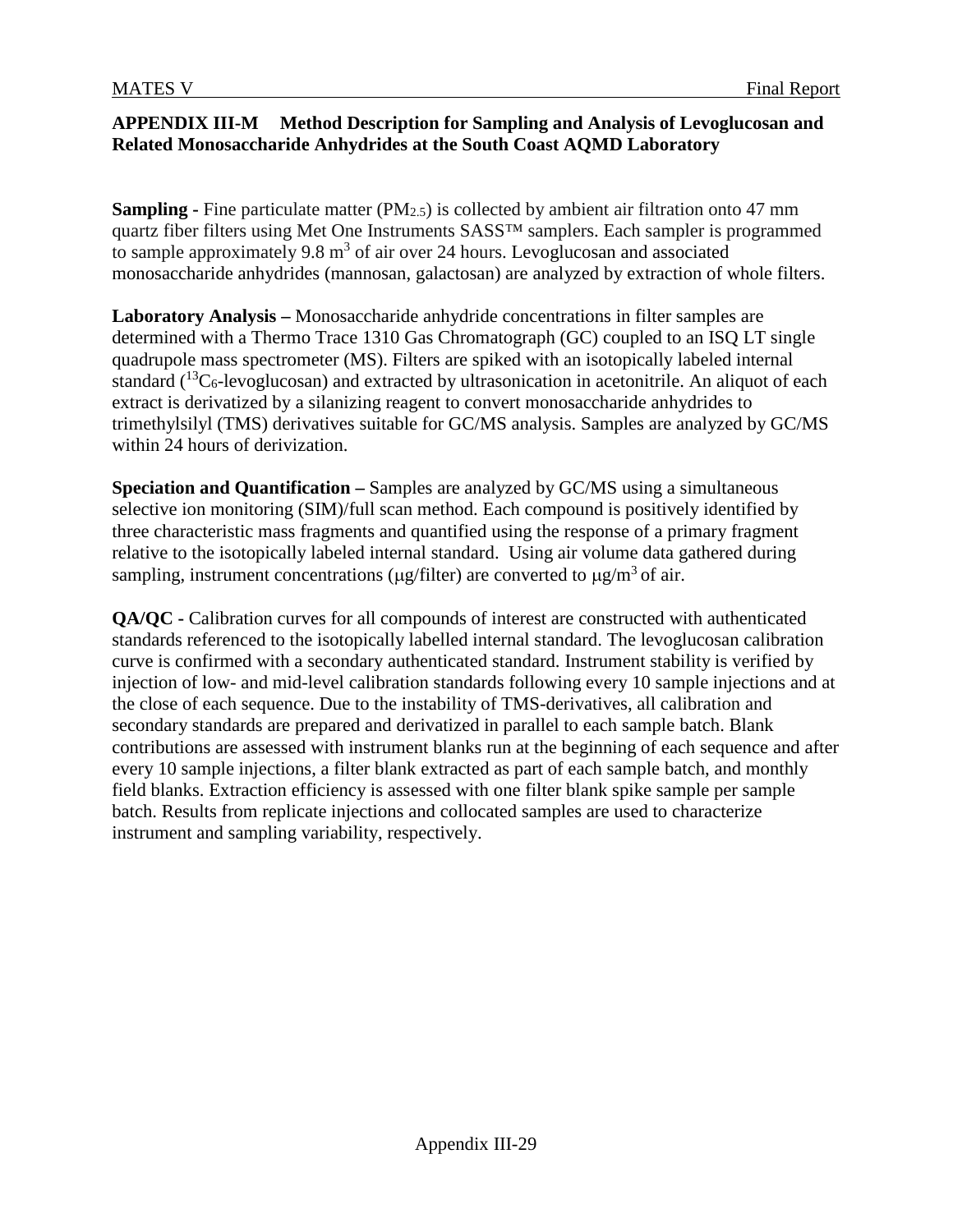## APPENDIX III-M Method Description for Sampling and Analysis of Levoglucosan and Related Monosaccharide Anhydrides at the South Coast AQMD Laboratory

**Sampling -** Fine particulate matter ($PM_{2.5}$) is collected by ambient air filtration onto 47 mm quartz fiber filters using Met One Instruments SASS™ samplers. Each sampler is programmed to sample approximately 9.8 $m^3$ of air over 24 hours. Levoglucosan and associated monosaccharide anhydrides (mannosan, galactosan) are analyzed by extraction of whole filters.

**Laboratory Analysis –** Monosaccharide anhydride concentrations in filter samples are determined with a Thermo Trace 1310 Gas Chromatograph (GC) coupled to an ISQ LT single quadrupole mass spectrometer (MS). Filters are spiked with an isotopically labeled internal standard ($^{13}C_6$-levoglucosan) and extracted by ultrasonication in acetonitrile. An aliquot of each extract is derivatized by a silanizing reagent to convert monosaccharide anhydrides to trimethylsilyl (TMS) derivatives suitable for GC/MS analysis. Samples are analyzed by GC/MS within 24 hours of derivization.

**Speciation and Quantification –** Samples are analyzed by GC/MS using a simultaneous selective ion monitoring (SIM)/full scan method. Each compound is positively identified by three characteristic mass fragments and quantified using the response of a primary fragment relative to the isotopically labeled internal standard. Using air volume data gathered during sampling, instrument concentrations ($\mu$g/filter) are converted to $\mu g/m^3$ of air.

**QA/QC -** Calibration curves for all compounds of interest are constructed with authenticated standards referenced to the isotopically labelled internal standard. The levoglucosan calibration curve is confirmed with a secondary authenticated standard. Instrument stability is verified by injection of low- and mid-level calibration standards following every 10 sample injections and at the close of each sequence. Due to the instability of TMS-derivatives, all calibration and secondary standards are prepared and derivatized in parallel to each sample batch. Blank contributions are assessed with instrument blanks run at the beginning of each sequence and after every 10 sample injections, a filter blank extracted as part of each sample batch, and monthly field blanks. Extraction efficiency is assessed with one filter blank spike sample per sample batch. Results from replicate injections and collocated samples are used to characterize instrument and sampling variability, respectively.